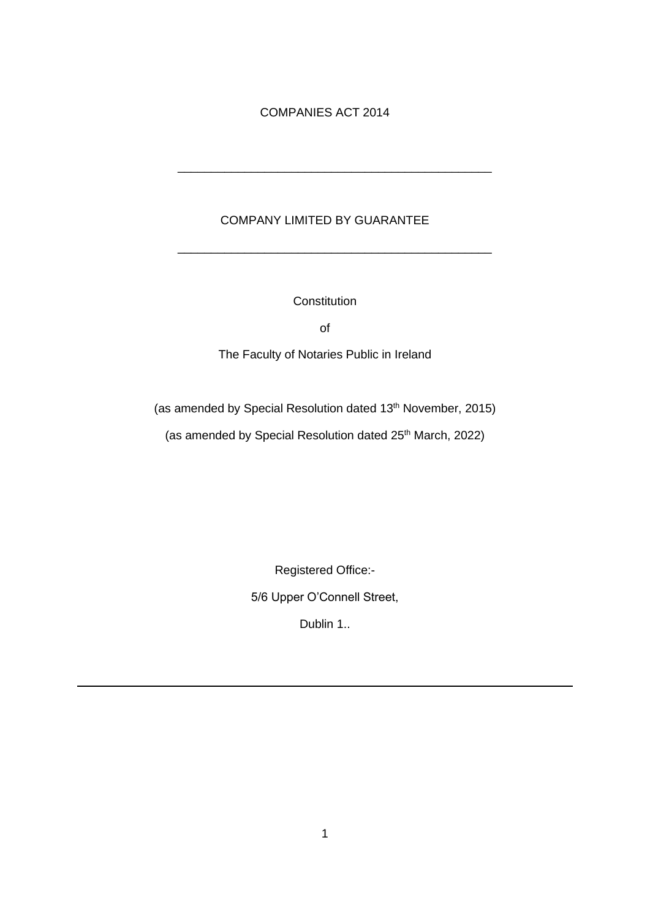COMPANIES ACT 2014

---

COMPANY LIMITED BY GUARANTEE

---

Constitution

of

The Faculty of Notaries Public in Ireland

(as amended by Special Resolution dated 13th November, 2015)

(as amended by Special Resolution dated 25th March, 2022)

Registered Office:-

5/6 Upper O'Connell Street,

Dublin 1..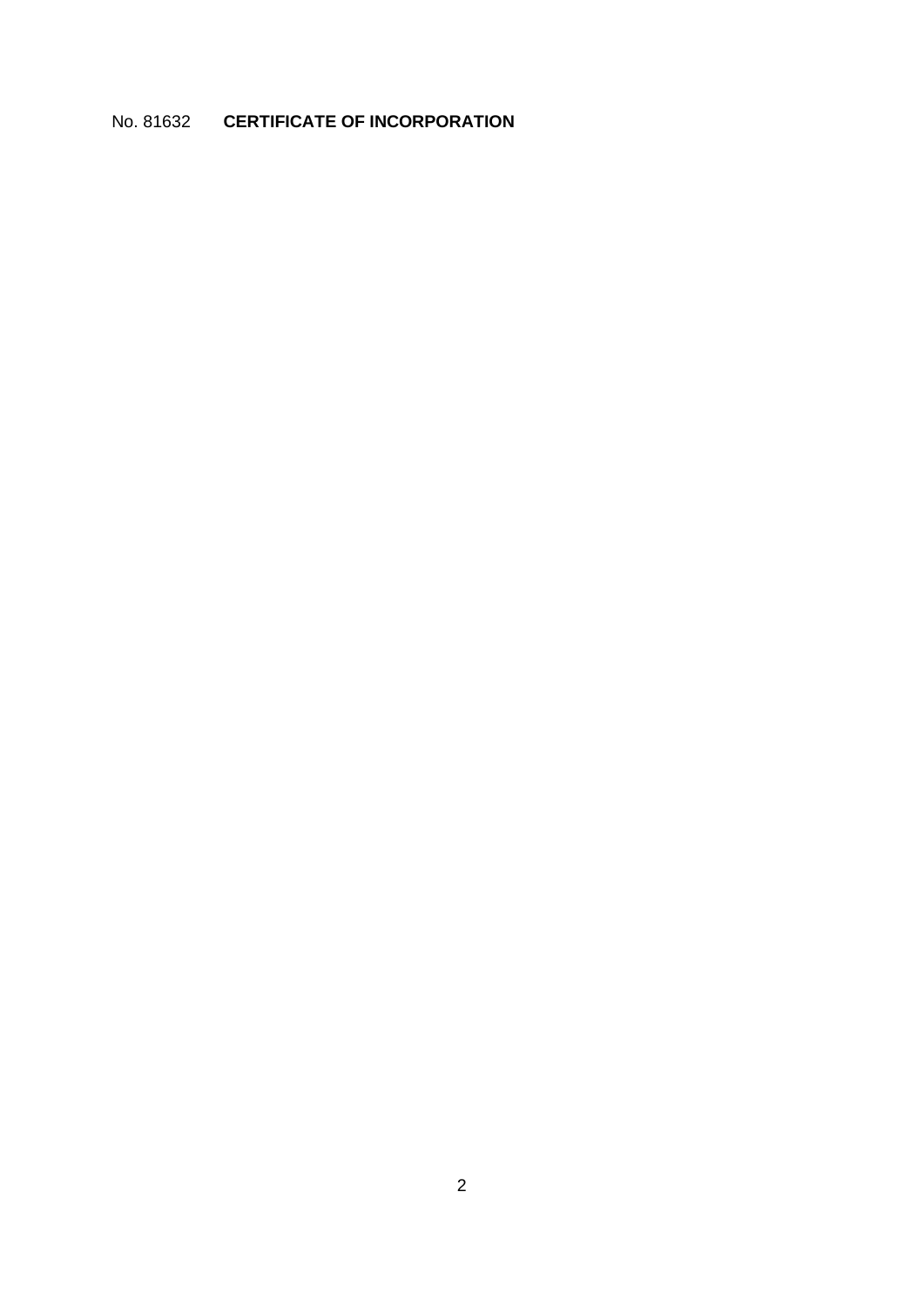No. 81632 **CERTIFICATE OF INCORPORATION**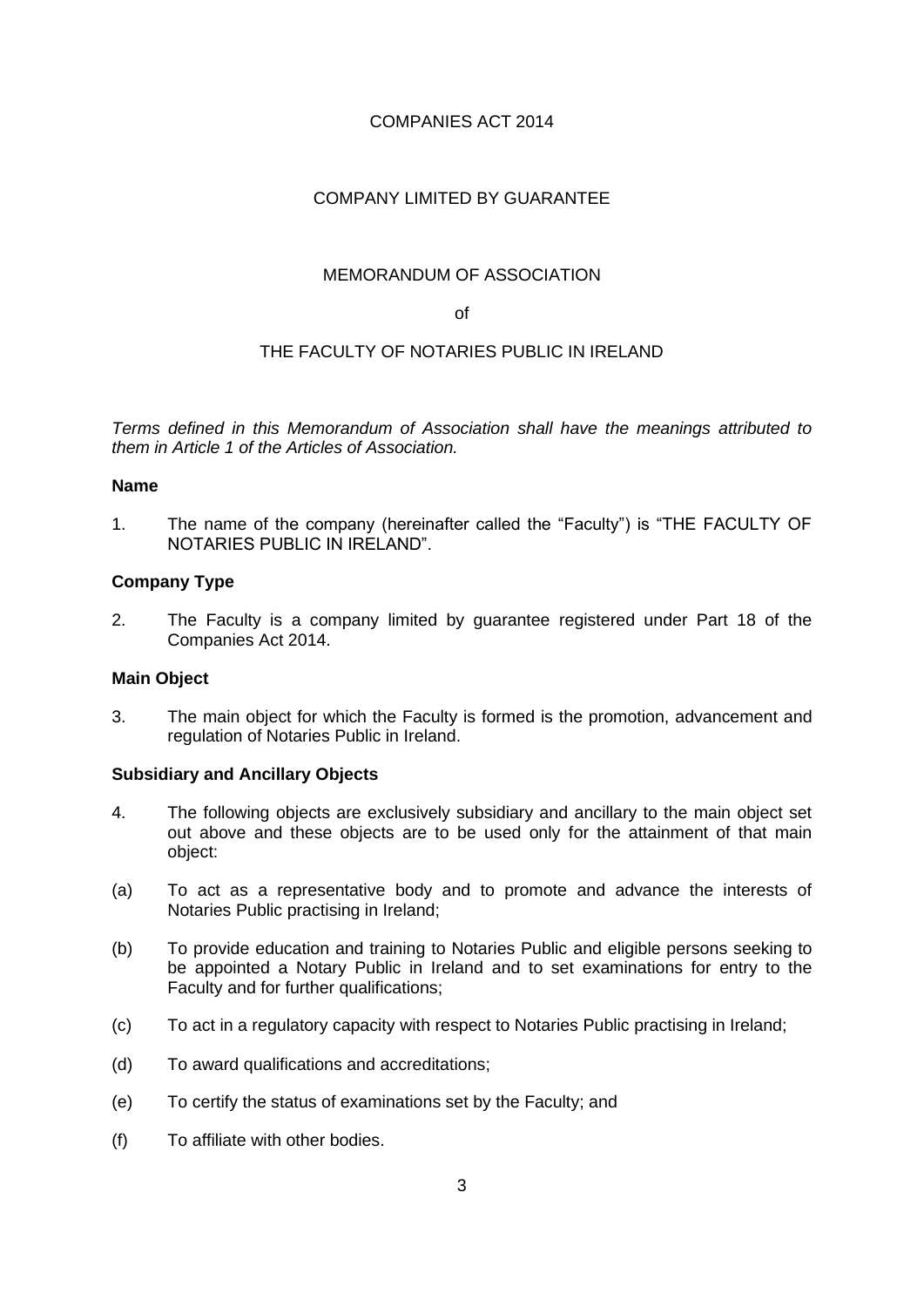# COMPANIES ACT 2014

## COMPANY LIMITED BY GUARANTEE

## MEMORANDUM OF ASSOCIATION

of

## THE FACULTY OF NOTARIES PUBLIC IN IRELAND

*Terms defined in this Memorandum of Association shall have the meanings attributed to them in Article 1 of the Articles of Association.*

**Name**

1. The name of the company (hereinafter called the "Faculty") is "THE FACULTY OF NOTARIES PUBLIC IN IRELAND".

**Company Type**

2. The Faculty is a company limited by guarantee registered under Part 18 of the Companies Act 2014.

**Main Object**

3. The main object for which the Faculty is formed is the promotion, advancement and regulation of Notaries Public in Ireland.

**Subsidiary and Ancillary Objects**

4. The following objects are exclusively subsidiary and ancillary to the main object set out above and these objects are to be used only for the attainment of that main object:

(a) To act as a representative body and to promote and advance the interests of Notaries Public practising in Ireland;

(b) To provide education and training to Notaries Public and eligible persons seeking to be appointed a Notary Public in Ireland and to set examinations for entry to the Faculty and for further qualifications;

(c) To act in a regulatory capacity with respect to Notaries Public practising in Ireland;

(d) To award qualifications and accreditations;

(e) To certify the status of examinations set by the Faculty; and

(f) To affiliate with other bodies.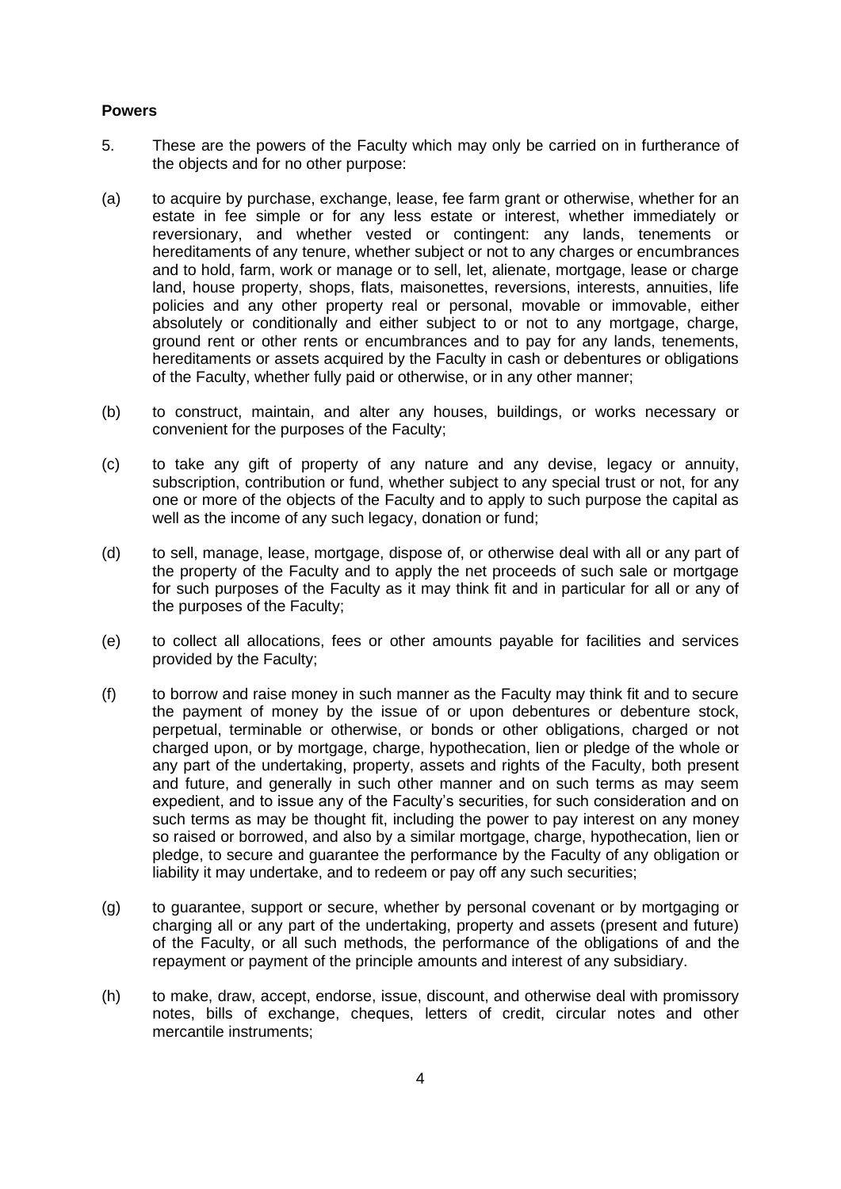**Powers**

5. These are the powers of the Faculty which may only be carried on in furtherance of the objects and for no other purpose:

(a) to acquire by purchase, exchange, lease, fee farm grant or otherwise, whether for an estate in fee simple or for any less estate or interest, whether immediately or reversionary, and whether vested or contingent: any lands, tenements or hereditaments of any tenure, whether subject or not to any charges or encumbrances and to hold, farm, work or manage or to sell, let, alienate, mortgage, lease or charge land, house property, shops, flats, maisonettes, reversions, interests, annuities, life policies and any other property real or personal, movable or immovable, either absolutely or conditionally and either subject to or not to any mortgage, charge, ground rent or other rents or encumbrances and to pay for any lands, tenements, hereditaments or assets acquired by the Faculty in cash or debentures or obligations of the Faculty, whether fully paid or otherwise, or in any other manner;

(b) to construct, maintain, and alter any houses, buildings, or works necessary or convenient for the purposes of the Faculty;

(c) to take any gift of property of any nature and any devise, legacy or annuity, subscription, contribution or fund, whether subject to any special trust or not, for any one or more of the objects of the Faculty and to apply to such purpose the capital as well as the income of any such legacy, donation or fund;

(d) to sell, manage, lease, mortgage, dispose of, or otherwise deal with all or any part of the property of the Faculty and to apply the net proceeds of such sale or mortgage for such purposes of the Faculty as it may think fit and in particular for all or any of the purposes of the Faculty;

(e) to collect all allocations, fees or other amounts payable for facilities and services provided by the Faculty;

(f) to borrow and raise money in such manner as the Faculty may think fit and to secure the payment of money by the issue of or upon debentures or debenture stock, perpetual, terminable or otherwise, or bonds or other obligations, charged or not charged upon, or by mortgage, charge, hypothecation, lien or pledge of the whole or any part of the undertaking, property, assets and rights of the Faculty, both present and future, and generally in such other manner and on such terms as may seem expedient, and to issue any of the Faculty's securities, for such consideration and on such terms as may be thought fit, including the power to pay interest on any money so raised or borrowed, and also by a similar mortgage, charge, hypothecation, lien or pledge, to secure and guarantee the performance by the Faculty of any obligation or liability it may undertake, and to redeem or pay off any such securities;

(g) to guarantee, support or secure, whether by personal covenant or by mortgaging or charging all or any part of the undertaking, property and assets (present and future) of the Faculty, or all such methods, the performance of the obligations of and the repayment or payment of the principle amounts and interest of any subsidiary.

(h) to make, draw, accept, endorse, issue, discount, and otherwise deal with promissory notes, bills of exchange, cheques, letters of credit, circular notes and other mercantile instruments;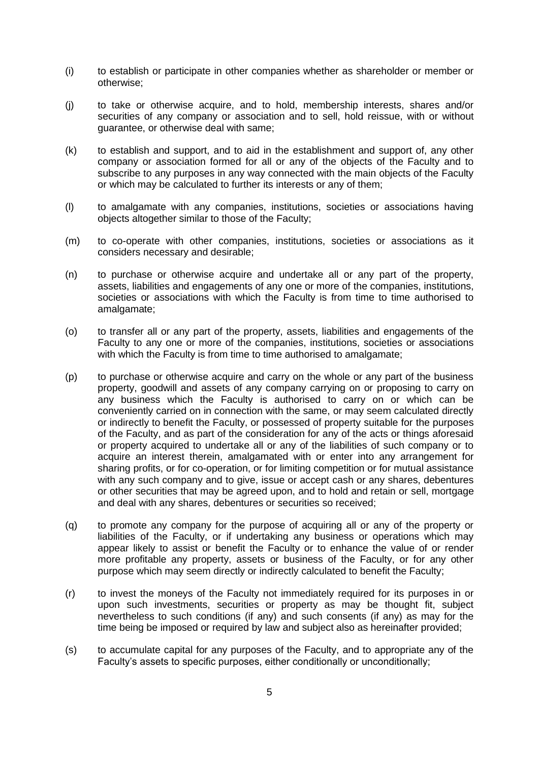(i) to establish or participate in other companies whether as shareholder or member or otherwise;

(j) to take or otherwise acquire, and to hold, membership interests, shares and/or securities of any company or association and to sell, hold reissue, with or without guarantee, or otherwise deal with same;

(k) to establish and support, and to aid in the establishment and support of, any other company or association formed for all or any of the objects of the Faculty and to subscribe to any purposes in any way connected with the main objects of the Faculty or which may be calculated to further its interests or any of them;

(l) to amalgamate with any companies, institutions, societies or associations having objects altogether similar to those of the Faculty;

(m) to co-operate with other companies, institutions, societies or associations as it considers necessary and desirable;

(n) to purchase or otherwise acquire and undertake all or any part of the property, assets, liabilities and engagements of any one or more of the companies, institutions, societies or associations with which the Faculty is from time to time authorised to amalgamate;

(o) to transfer all or any part of the property, assets, liabilities and engagements of the Faculty to any one or more of the companies, institutions, societies or associations with which the Faculty is from time to time authorised to amalgamate;

(p) to purchase or otherwise acquire and carry on the whole or any part of the business property, goodwill and assets of any company carrying on or proposing to carry on any business which the Faculty is authorised to carry on or which can be conveniently carried on in connection with the same, or may seem calculated directly or indirectly to benefit the Faculty, or possessed of property suitable for the purposes of the Faculty, and as part of the consideration for any of the acts or things aforesaid or property acquired to undertake all or any of the liabilities of such company or to acquire an interest therein, amalgamated with or enter into any arrangement for sharing profits, or for co-operation, or for limiting competition or for mutual assistance with any such company and to give, issue or accept cash or any shares, debentures or other securities that may be agreed upon, and to hold and retain or sell, mortgage and deal with any shares, debentures or securities so received;

(q) to promote any company for the purpose of acquiring all or any of the property or liabilities of the Faculty, or if undertaking any business or operations which may appear likely to assist or benefit the Faculty or to enhance the value of or render more profitable any property, assets or business of the Faculty, or for any other purpose which may seem directly or indirectly calculated to benefit the Faculty;

(r) to invest the moneys of the Faculty not immediately required for its purposes in or upon such investments, securities or property as may be thought fit, subject nevertheless to such conditions (if any) and such consents (if any) as may for the time being be imposed or required by law and subject also as hereinafter provided;

(s) to accumulate capital for any purposes of the Faculty, and to appropriate any of the Faculty's assets to specific purposes, either conditionally or unconditionally;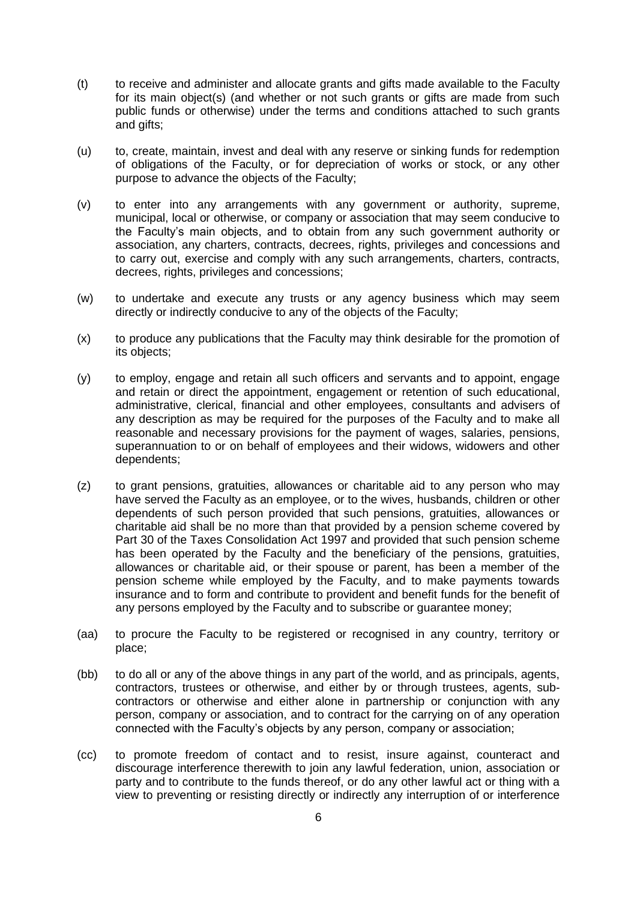(t) to receive and administer and allocate grants and gifts made available to the Faculty for its main object(s) (and whether or not such grants or gifts are made from such public funds or otherwise) under the terms and conditions attached to such grants and gifts;

(u) to, create, maintain, invest and deal with any reserve or sinking funds for redemption of obligations of the Faculty, or for depreciation of works or stock, or any other purpose to advance the objects of the Faculty;

(v) to enter into any arrangements with any government or authority, supreme, municipal, local or otherwise, or company or association that may seem conducive to the Faculty's main objects, and to obtain from any such government authority or association, any charters, contracts, decrees, rights, privileges and concessions and to carry out, exercise and comply with any such arrangements, charters, contracts, decrees, rights, privileges and concessions;

(w) to undertake and execute any trusts or any agency business which may seem directly or indirectly conducive to any of the objects of the Faculty;

(x) to produce any publications that the Faculty may think desirable for the promotion of its objects;

(y) to employ, engage and retain all such officers and servants and to appoint, engage and retain or direct the appointment, engagement or retention of such educational, administrative, clerical, financial and other employees, consultants and advisers of any description as may be required for the purposes of the Faculty and to make all reasonable and necessary provisions for the payment of wages, salaries, pensions, superannuation to or on behalf of employees and their widows, widowers and other dependents;

(z) to grant pensions, gratuities, allowances or charitable aid to any person who may have served the Faculty as an employee, or to the wives, husbands, children or other dependents of such person provided that such pensions, gratuities, allowances or charitable aid shall be no more than that provided by a pension scheme covered by Part 30 of the Taxes Consolidation Act 1997 and provided that such pension scheme has been operated by the Faculty and the beneficiary of the pensions, gratuities, allowances or charitable aid, or their spouse or parent, has been a member of the pension scheme while employed by the Faculty, and to make payments towards insurance and to form and contribute to provident and benefit funds for the benefit of any persons employed by the Faculty and to subscribe or guarantee money;

(aa) to procure the Faculty to be registered or recognised in any country, territory or place;

(bb) to do all or any of the above things in any part of the world, and as principals, agents, contractors, trustees or otherwise, and either by or through trustees, agents, sub-contractors or otherwise and either alone in partnership or conjunction with any person, company or association, and to contract for the carrying on of any operation connected with the Faculty's objects by any person, company or association;

(cc) to promote freedom of contact and to resist, insure against, counteract and discourage interference therewith to join any lawful federation, union, association or party and to contribute to the funds thereof, or do any other lawful act or thing with a view to preventing or resisting directly or indirectly any interruption of or interference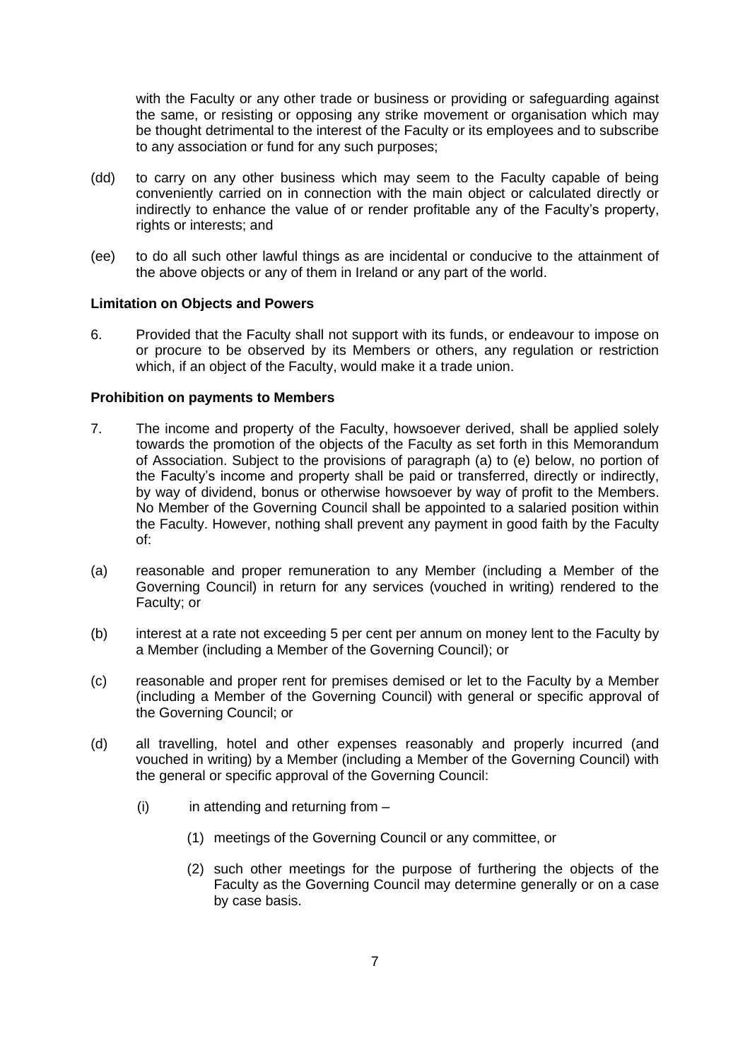with the Faculty or any other trade or business or providing or safeguarding against the same, or resisting or opposing any strike movement or organisation which may be thought detrimental to the interest of the Faculty or its employees and to subscribe to any association or fund for any such purposes;

(dd) to carry on any other business which may seem to the Faculty capable of being conveniently carried on in connection with the main object or calculated directly or indirectly to enhance the value of or render profitable any of the Faculty's property, rights or interests; and

(ee) to do all such other lawful things as are incidental or conducive to the attainment of the above objects or any of them in Ireland or any part of the world.

**Limitation on Objects and Powers**

6. Provided that the Faculty shall not support with its funds, or endeavour to impose on or procure to be observed by its Members or others, any regulation or restriction which, if an object of the Faculty, would make it a trade union.

**Prohibition on payments to Members**

7. The income and property of the Faculty, howsoever derived, shall be applied solely towards the promotion of the objects of the Faculty as set forth in this Memorandum of Association. Subject to the provisions of paragraph (a) to (e) below, no portion of the Faculty's income and property shall be paid or transferred, directly or indirectly, by way of dividend, bonus or otherwise howsoever by way of profit to the Members. No Member of the Governing Council shall be appointed to a salaried position within the Faculty. However, nothing shall prevent any payment in good faith by the Faculty of:

(a) reasonable and proper remuneration to any Member (including a Member of the Governing Council) in return for any services (vouched in writing) rendered to the Faculty; or

(b) interest at a rate not exceeding 5 per cent per annum on money lent to the Faculty by a Member (including a Member of the Governing Council); or

(c) reasonable and proper rent for premises demised or let to the Faculty by a Member (including a Member of the Governing Council) with general or specific approval of the Governing Council; or

(d) all travelling, hotel and other expenses reasonably and properly incurred (and vouched in writing) by a Member (including a Member of the Governing Council) with the general or specific approval of the Governing Council:

   (i) in attending and returning from –

      (1) meetings of the Governing Council or any committee, or

      (2) such other meetings for the purpose of furthering the objects of the Faculty as the Governing Council may determine generally or on a case by case basis.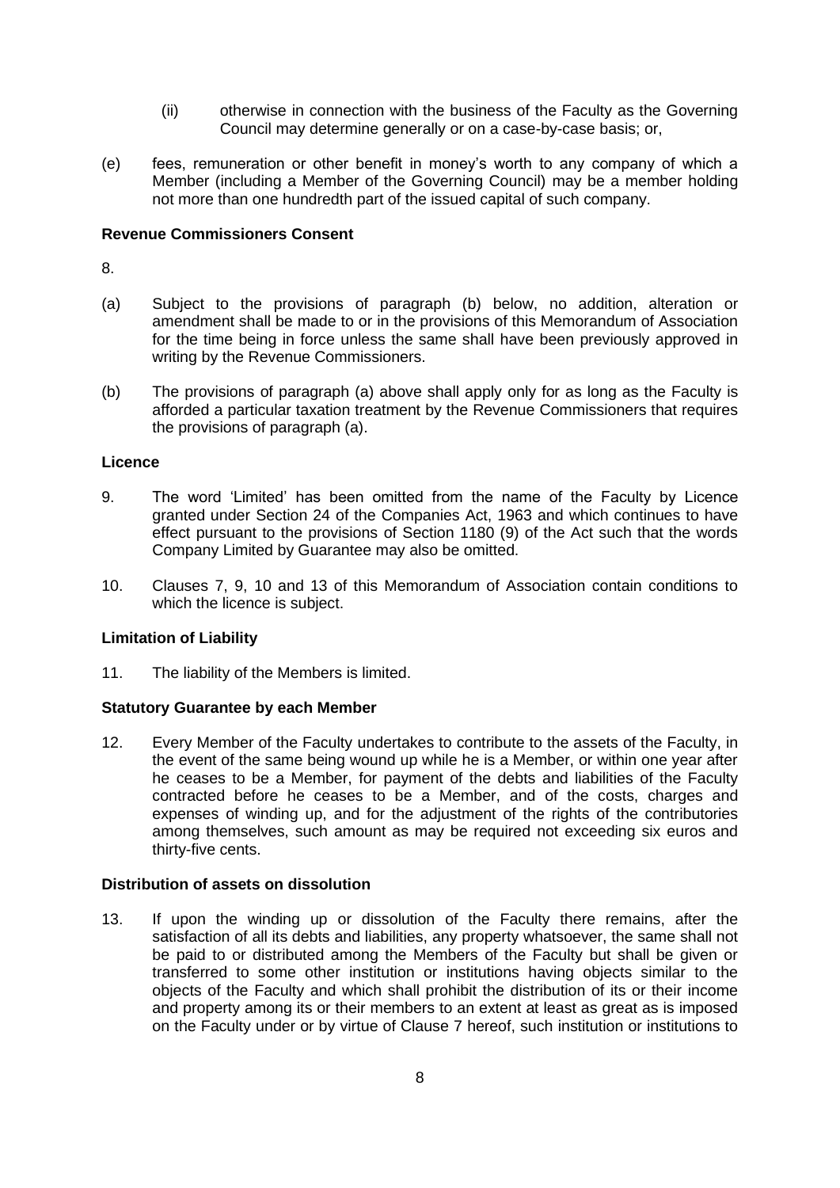(ii) otherwise in connection with the business of the Faculty as the Governing Council may determine generally or on a case-by-case basis; or,

(e) fees, remuneration or other benefit in money's worth to any company of which a Member (including a Member of the Governing Council) may be a member holding not more than one hundredth part of the issued capital of such company.

**Revenue Commissioners Consent**

8.

(a) Subject to the provisions of paragraph (b) below, no addition, alteration or amendment shall be made to or in the provisions of this Memorandum of Association for the time being in force unless the same shall have been previously approved in writing by the Revenue Commissioners.

(b) The provisions of paragraph (a) above shall apply only for as long as the Faculty is afforded a particular taxation treatment by the Revenue Commissioners that requires the provisions of paragraph (a).

**Licence**

9. The word 'Limited' has been omitted from the name of the Faculty by Licence granted under Section 24 of the Companies Act, 1963 and which continues to have effect pursuant to the provisions of Section 1180 (9) of the Act such that the words Company Limited by Guarantee may also be omitted.

10. Clauses 7, 9, 10 and 13 of this Memorandum of Association contain conditions to which the licence is subject.

**Limitation of Liability**

11. The liability of the Members is limited.

**Statutory Guarantee by each Member**

12. Every Member of the Faculty undertakes to contribute to the assets of the Faculty, in the event of the same being wound up while he is a Member, or within one year after he ceases to be a Member, for payment of the debts and liabilities of the Faculty contracted before he ceases to be a Member, and of the costs, charges and expenses of winding up, and for the adjustment of the rights of the contributories among themselves, such amount as may be required not exceeding six euros and thirty-five cents.

**Distribution of assets on dissolution**

13. If upon the winding up or dissolution of the Faculty there remains, after the satisfaction of all its debts and liabilities, any property whatsoever, the same shall not be paid to or distributed among the Members of the Faculty but shall be given or transferred to some other institution or institutions having objects similar to the objects of the Faculty and which shall prohibit the distribution of its or their income and property among its or their members to an extent at least as great as is imposed on the Faculty under or by virtue of Clause 7 hereof, such institution or institutions to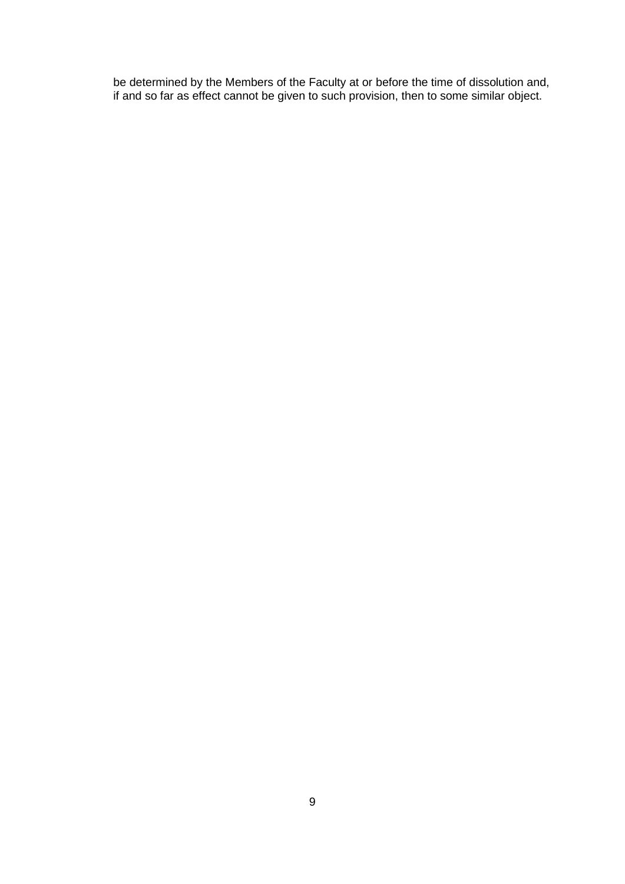be determined by the Members of the Faculty at or before the time of dissolution and, if and so far as effect cannot be given to such provision, then to some similar object.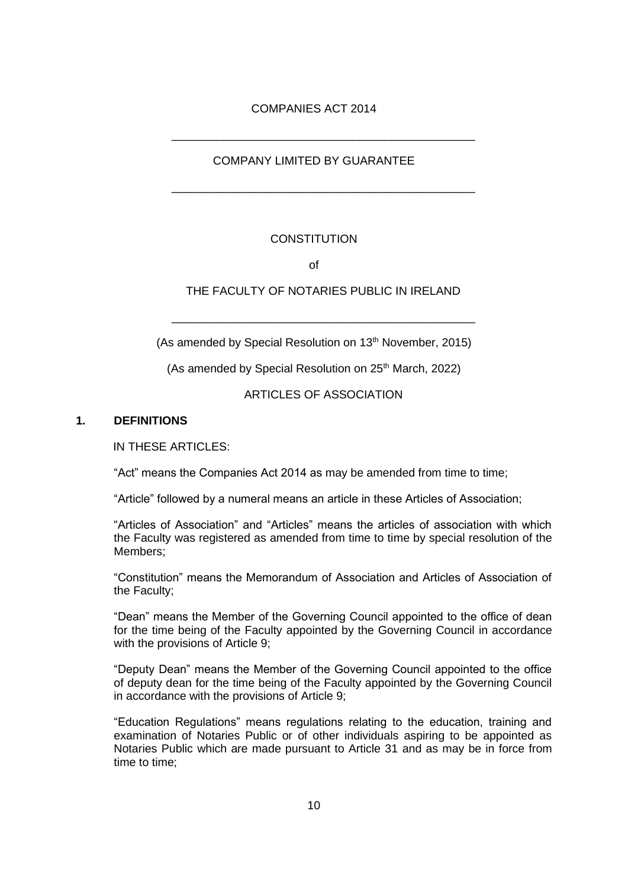COMPANIES ACT 2014

---

COMPANY LIMITED BY GUARANTEE

---

CONSTITUTION

of

THE FACULTY OF NOTARIES PUBLIC IN IRELAND

---

(As amended by Special Resolution on 13th November, 2015)

(As amended by Special Resolution on 25th March, 2022)

ARTICLES OF ASSOCIATION

**1. DEFINITIONS**

IN THESE ARTICLES:

"Act" means the Companies Act 2014 as may be amended from time to time;

"Article" followed by a numeral means an article in these Articles of Association;

"Articles of Association" and "Articles" means the articles of association with which the Faculty was registered as amended from time to time by special resolution of the Members;

"Constitution" means the Memorandum of Association and Articles of Association of the Faculty;

"Dean" means the Member of the Governing Council appointed to the office of dean for the time being of the Faculty appointed by the Governing Council in accordance with the provisions of Article 9;

"Deputy Dean" means the Member of the Governing Council appointed to the office of deputy dean for the time being of the Faculty appointed by the Governing Council in accordance with the provisions of Article 9;

"Education Regulations" means regulations relating to the education, training and examination of Notaries Public or of other individuals aspiring to be appointed as Notaries Public which are made pursuant to Article 31 and as may be in force from time to time;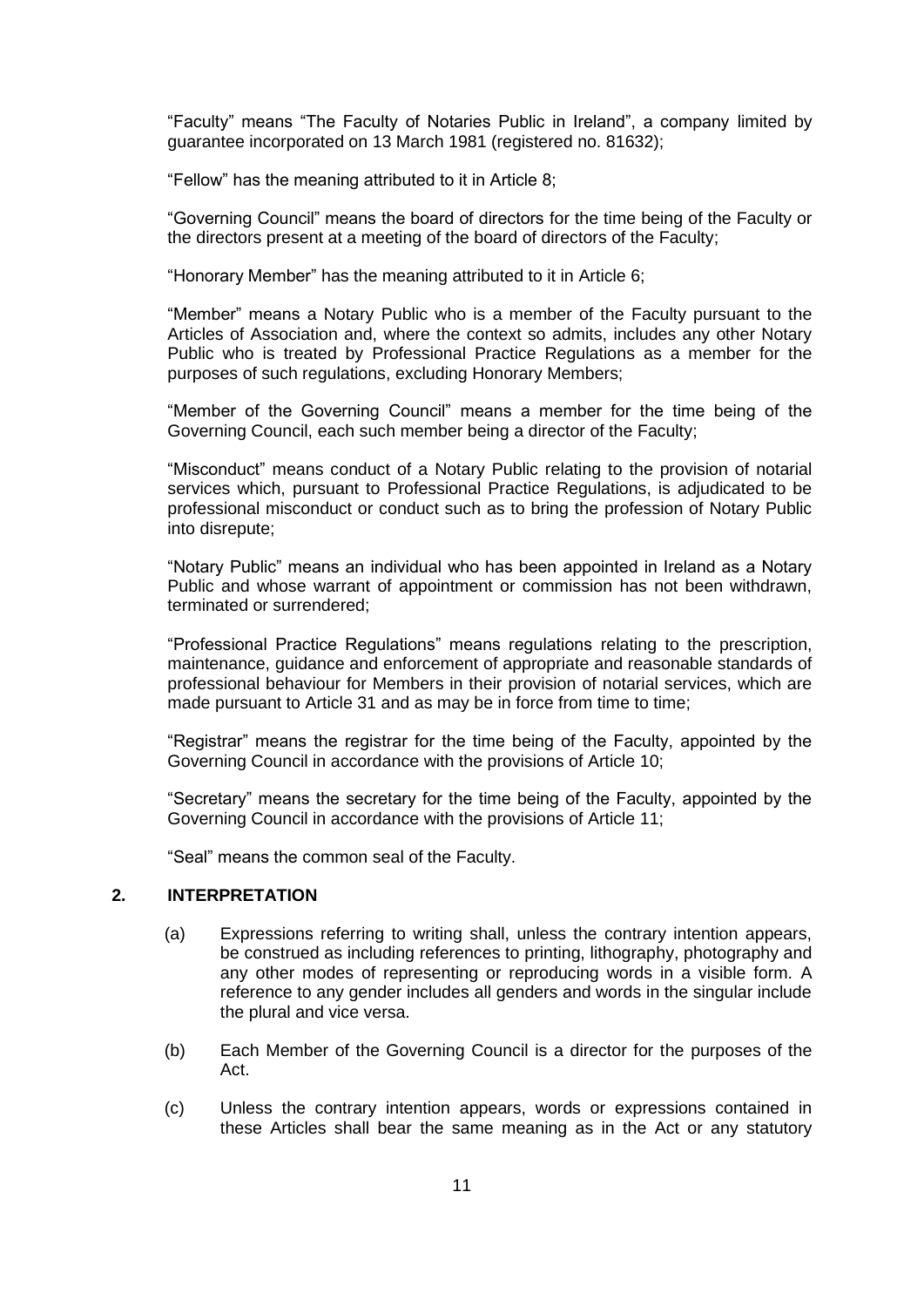"Faculty" means "The Faculty of Notaries Public in Ireland", a company limited by guarantee incorporated on 13 March 1981 (registered no. 81632);

"Fellow" has the meaning attributed to it in Article 8;

"Governing Council" means the board of directors for the time being of the Faculty or the directors present at a meeting of the board of directors of the Faculty;

"Honorary Member" has the meaning attributed to it in Article 6;

"Member" means a Notary Public who is a member of the Faculty pursuant to the Articles of Association and, where the context so admits, includes any other Notary Public who is treated by Professional Practice Regulations as a member for the purposes of such regulations, excluding Honorary Members;

"Member of the Governing Council" means a member for the time being of the Governing Council, each such member being a director of the Faculty;

"Misconduct" means conduct of a Notary Public relating to the provision of notarial services which, pursuant to Professional Practice Regulations, is adjudicated to be professional misconduct or conduct such as to bring the profession of Notary Public into disrepute;

"Notary Public" means an individual who has been appointed in Ireland as a Notary Public and whose warrant of appointment or commission has not been withdrawn, terminated or surrendered;

"Professional Practice Regulations" means regulations relating to the prescription, maintenance, guidance and enforcement of appropriate and reasonable standards of professional behaviour for Members in their provision of notarial services, which are made pursuant to Article 31 and as may be in force from time to time;

"Registrar" means the registrar for the time being of the Faculty, appointed by the Governing Council in accordance with the provisions of Article 10;

"Secretary" means the secretary for the time being of the Faculty, appointed by the Governing Council in accordance with the provisions of Article 11;

"Seal" means the common seal of the Faculty.

## 2. INTERPRETATION

(a) Expressions referring to writing shall, unless the contrary intention appears, be construed as including references to printing, lithography, photography and any other modes of representing or reproducing words in a visible form. A reference to any gender includes all genders and words in the singular include the plural and vice versa.

(b) Each Member of the Governing Council is a director for the purposes of the Act.

(c) Unless the contrary intention appears, words or expressions contained in these Articles shall bear the same meaning as in the Act or any statutory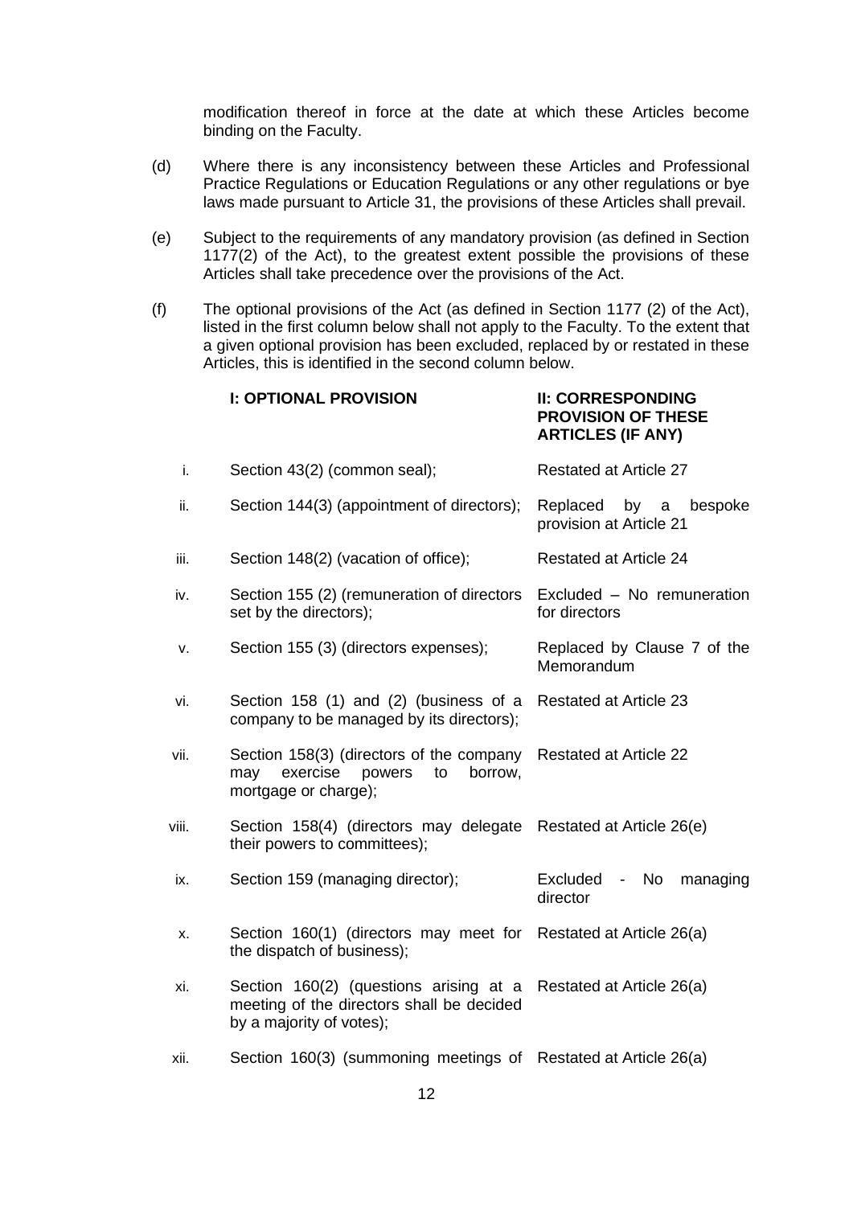modification thereof in force at the date at which these Articles become binding on the Faculty.

(d) Where there is any inconsistency between these Articles and Professional Practice Regulations or Education Regulations or any other regulations or bye laws made pursuant to Article 31, the provisions of these Articles shall prevail.

(e) Subject to the requirements of any mandatory provision (as defined in Section 1177(2) of the Act), to the greatest extent possible the provisions of these Articles shall take precedence over the provisions of the Act.

(f) The optional provisions of the Act (as defined in Section 1177 (2) of the Act), listed in the first column below shall not apply to the Faculty. To the extent that a given optional provision has been excluded, replaced by or restated in these Articles, this is identified in the second column below.

| | **I: OPTIONAL PROVISION** | **II: CORRESPONDING PROVISION OF THESE ARTICLES (IF ANY)** |
|---|---|---|
| i. | Section 43(2) (common seal); | Restated at Article 27 |
| ii. | Section 144(3) (appointment of directors); | Replaced by a bespoke provision at Article 21 |
| iii. | Section 148(2) (vacation of office); | Restated at Article 24 |
| iv. | Section 155 (2) (remuneration of directors set by the directors); | Excluded – No remuneration for directors |
| v. | Section 155 (3) (directors expenses); | Replaced by Clause 7 of the Memorandum |
| vi. | Section 158 (1) and (2) (business of a company to be managed by its directors); | Restated at Article 23 |
| vii. | Section 158(3) (directors of the company may exercise powers to borrow, mortgage or charge); | Restated at Article 22 |
| viii. | Section 158(4) (directors may delegate their powers to committees); | Restated at Article 26(e) |
| ix. | Section 159 (managing director); | Excluded - No managing director |
| x. | Section 160(1) (directors may meet for the dispatch of business); | Restated at Article 26(a) |
| xi. | Section 160(2) (questions arising at a meeting of the directors shall be decided by a majority of votes); | Restated at Article 26(a) |
| xii. | Section 160(3) (summoning meetings of | Restated at Article 26(a) |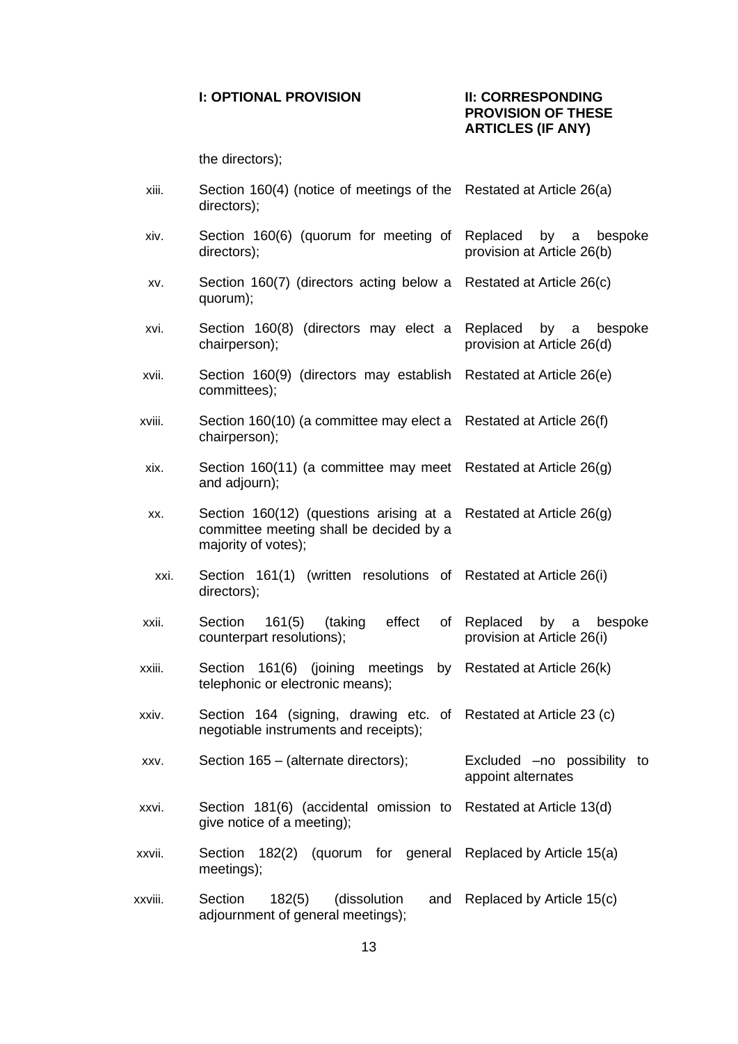| | I: OPTIONAL PROVISION | II: CORRESPONDING PROVISION OF THESE ARTICLES (IF ANY) |
|---|---|---|
| | the directors); | |
| xiii. | Section 160(4) (notice of meetings of the directors); | Restated at Article 26(a) |
| xiv. | Section 160(6) (quorum for meeting of directors); | Replaced by a bespoke provision at Article 26(b) |
| xv. | Section 160(7) (directors acting below a quorum); | Restated at Article 26(c) |
| xvi. | Section 160(8) (directors may elect a chairperson); | Replaced by a bespoke provision at Article 26(d) |
| xvii. | Section 160(9) (directors may establish committees); | Restated at Article 26(e) |
| xviii. | Section 160(10) (a committee may elect a chairperson); | Restated at Article 26(f) |
| xix. | Section 160(11) (a committee may meet and adjourn); | Restated at Article 26(g) |
| xx. | Section 160(12) (questions arising at a committee meeting shall be decided by a majority of votes); | Restated at Article 26(g) |
| xxi. | Section 161(1) (written resolutions of directors); | Restated at Article 26(i) |
| xxii. | Section 161(5) (taking effect of counterpart resolutions); | Replaced by a bespoke provision at Article 26(i) |
| xxiii. | Section 161(6) (joining meetings by telephonic or electronic means); | Restated at Article 26(k) |
| xxiv. | Section 164 (signing, drawing etc. of negotiable instruments and receipts); | Restated at Article 23 (c) |
| xxv. | Section 165 – (alternate directors); | Excluded –no possibility to appoint alternates |
| xxvi. | Section 181(6) (accidental omission to give notice of a meeting); | Restated at Article 13(d) |
| xxvii. | Section 182(2) (quorum for general meetings); | Replaced by Article 15(a) |
| xxviii. | Section 182(5) (dissolution and adjournment of general meetings); | Replaced by Article 15(c) |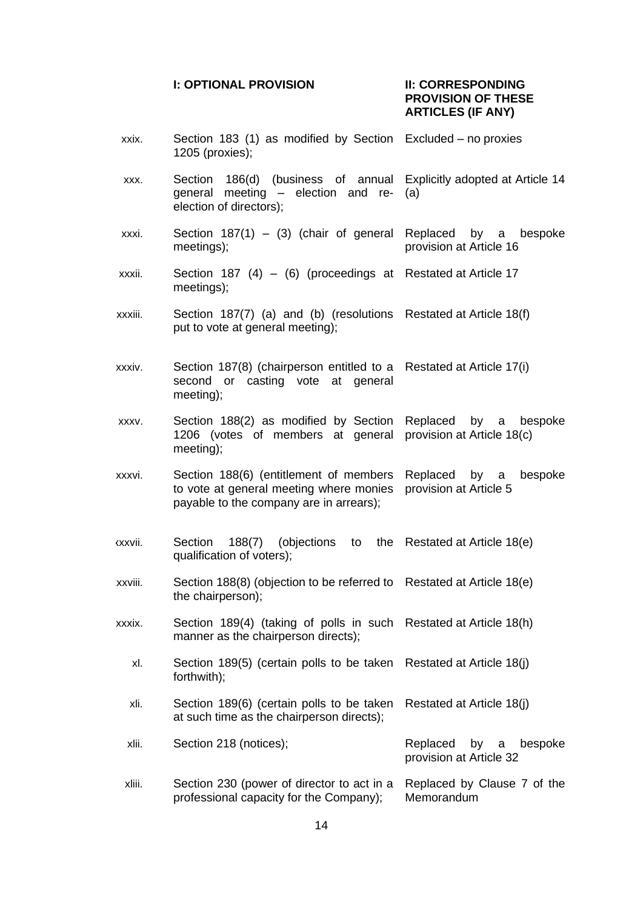| | I: OPTIONAL PROVISION | II: CORRESPONDING PROVISION OF THESE ARTICLES (IF ANY) |
|---|---|---|
| xxix. | Section 183 (1) as modified by Section 1205 (proxies); | Excluded – no proxies |
| xxx. | Section 186(d) (business of annual general meeting – election and re-election of directors); | Explicitly adopted at Article 14 (a) |
| xxxi. | Section 187(1) – (3) (chair of general meetings); | Replaced by a bespoke provision at Article 16 |
| xxxii. | Section 187 (4) – (6) (proceedings at meetings); | Restated at Article 17 |
| xxxiii. | Section 187(7) (a) and (b) (resolutions put to vote at general meeting); | Restated at Article 18(f) |
| xxxiv. | Section 187(8) (chairperson entitled to a second or casting vote at general meeting); | Restated at Article 17(i) |
| xxxv. | Section 188(2) as modified by Section 1206 (votes of members at general meeting); | Replaced by a bespoke provision at Article 18(c) |
| xxxvi. | Section 188(6) (entitlement of members to vote at general meeting where monies payable to the company are in arrears); | Replaced by a bespoke provision at Article 5 |
| xxxvii. | Section 188(7) (objections to the qualification of voters); | Restated at Article 18(e) |
| xxxviii. | Section 188(8) (objection to be referred to the chairperson); | Restated at Article 18(e) |
| xxxix. | Section 189(4) (taking of polls in such manner as the chairperson directs); | Restated at Article 18(h) |
| xl. | Section 189(5) (certain polls to be taken forthwith); | Restated at Article 18(j) |
| xli. | Section 189(6) (certain polls to be taken at such time as the chairperson directs); | Restated at Article 18(j) |
| xlii. | Section 218 (notices); | Replaced by a bespoke provision at Article 32 |
| xliii. | Section 230 (power of director to act in a professional capacity for the Company); | Replaced by Clause 7 of the Memorandum |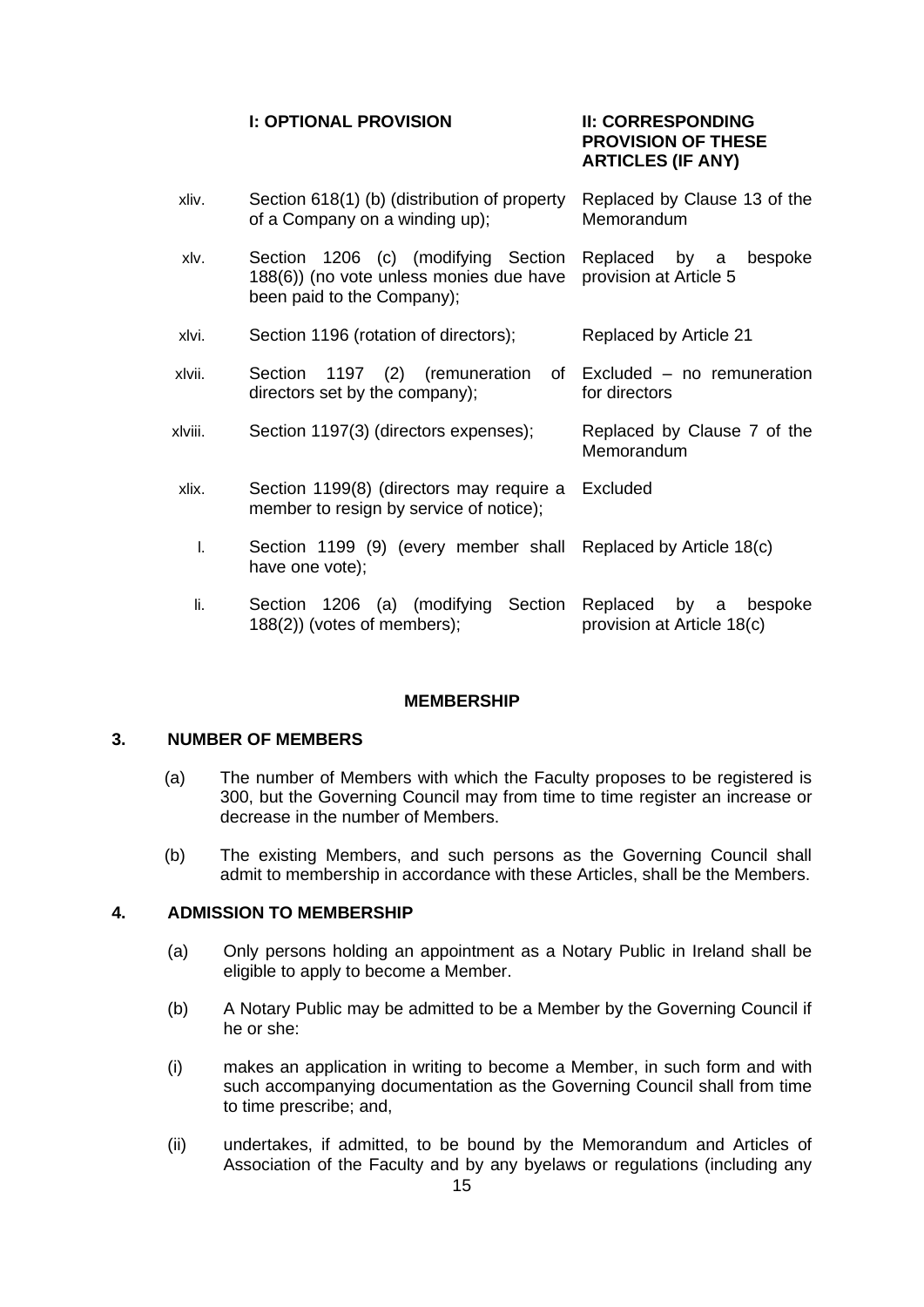| | I: OPTIONAL PROVISION | II: CORRESPONDING PROVISION OF THESE ARTICLES (IF ANY) |
|---|---|---|
| xliv. | Section 618(1) (b) (distribution of property of a Company on a winding up); | Replaced by Clause 13 of the Memorandum |
| xlv. | Section 1206 (c) (modifying Section 188(6)) (no vote unless monies due have been paid to the Company); | Replaced by a bespoke provision at Article 5 |
| xlvi. | Section 1196 (rotation of directors); | Replaced by Article 21 |
| xlvii. | Section 1197 (2) (remuneration of directors set by the company); | Excluded – no remuneration for directors |
| xlviii. | Section 1197(3) (directors expenses); | Replaced by Clause 7 of the Memorandum |
| xlix. | Section 1199(8) (directors may require a member to resign by service of notice); | Excluded |
| l. | Section 1199 (9) (every member shall have one vote); | Replaced by Article 18(c) |
| li. | Section 1206 (a) (modifying Section 188(2)) (votes of members); | Replaced by a bespoke provision at Article 18(c) |

## MEMBERSHIP

### 3. NUMBER OF MEMBERS

(a) The number of Members with which the Faculty proposes to be registered is 300, but the Governing Council may from time to time register an increase or decrease in the number of Members.

(b) The existing Members, and such persons as the Governing Council shall admit to membership in accordance with these Articles, shall be the Members.

### 4. ADMISSION TO MEMBERSHIP

(a) Only persons holding an appointment as a Notary Public in Ireland shall be eligible to apply to become a Member.

(b) A Notary Public may be admitted to be a Member by the Governing Council if he or she:

(i) makes an application in writing to become a Member, in such form and with such accompanying documentation as the Governing Council shall from time to time prescribe; and,

(ii) undertakes, if admitted, to be bound by the Memorandum and Articles of Association of the Faculty and by any byelaws or regulations (including any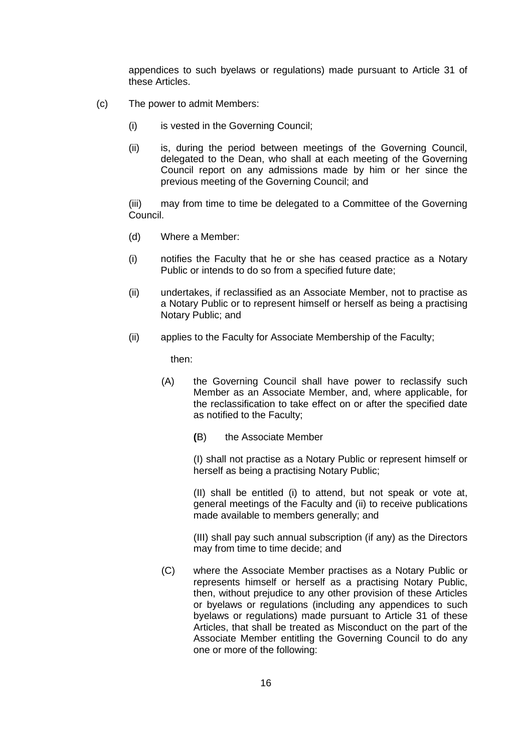appendices to such byelaws or regulations) made pursuant to Article 31 of these Articles.

(c) The power to admit Members:

(i) is vested in the Governing Council;

(ii) is, during the period between meetings of the Governing Council, delegated to the Dean, who shall at each meeting of the Governing Council report on any admissions made by him or her since the previous meeting of the Governing Council; and

(iii) may from time to time be delegated to a Committee of the Governing Council.

(d) Where a Member:

(i) notifies the Faculty that he or she has ceased practice as a Notary Public or intends to do so from a specified future date;

(ii) undertakes, if reclassified as an Associate Member, not to practise as a Notary Public or to represent himself or herself as being a practising Notary Public; and

(ii) applies to the Faculty for Associate Membership of the Faculty;

then:

(A) the Governing Council shall have power to reclassify such Member as an Associate Member, and, where applicable, for the reclassification to take effect on or after the specified date as notified to the Faculty;

**(**B) the Associate Member

(I) shall not practise as a Notary Public or represent himself or herself as being a practising Notary Public;

(II) shall be entitled (i) to attend, but not speak or vote at, general meetings of the Faculty and (ii) to receive publications made available to members generally; and

(III) shall pay such annual subscription (if any) as the Directors may from time to time decide; and

(C) where the Associate Member practises as a Notary Public or represents himself or herself as a practising Notary Public, then, without prejudice to any other provision of these Articles or byelaws or regulations (including any appendices to such byelaws or regulations) made pursuant to Article 31 of these Articles, that shall be treated as Misconduct on the part of the Associate Member entitling the Governing Council to do any one or more of the following: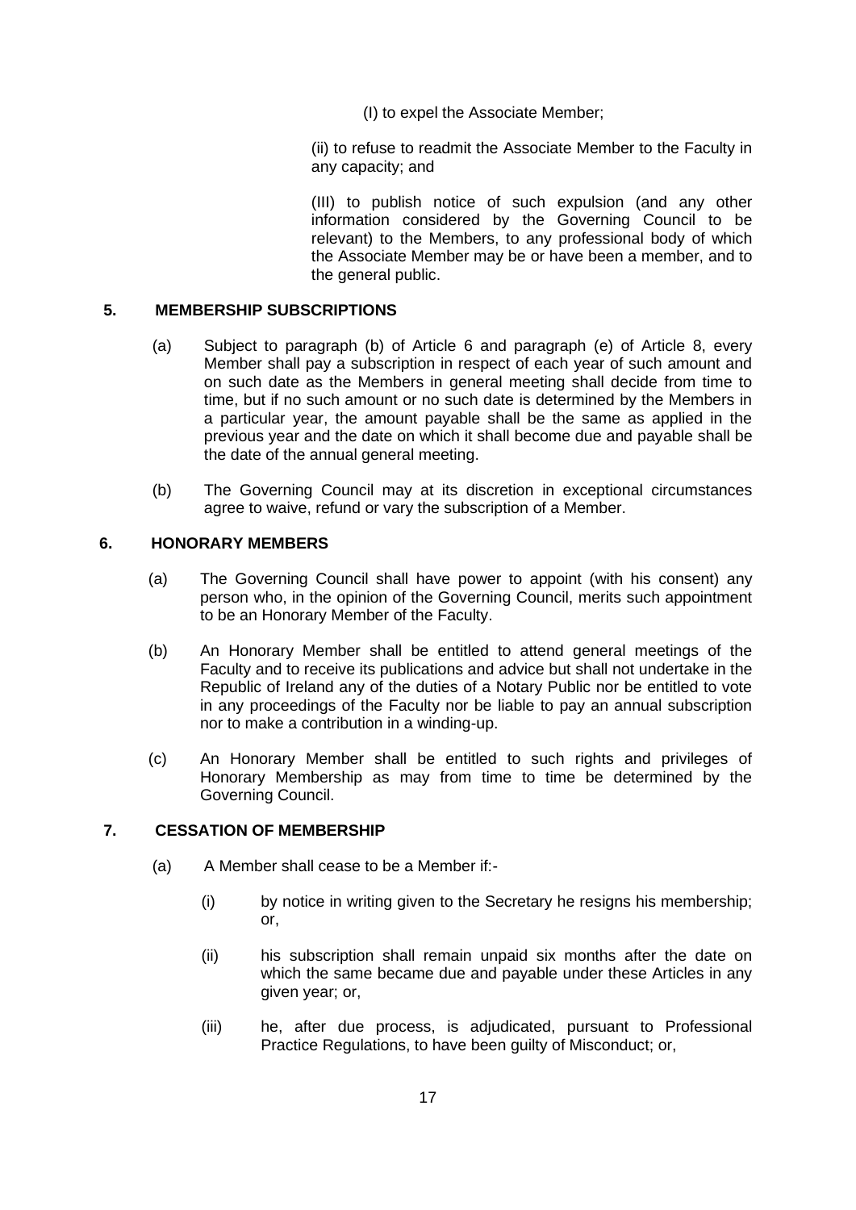(I) to expel the Associate Member;

(ii) to refuse to readmit the Associate Member to the Faculty in any capacity; and

(III) to publish notice of such expulsion (and any other information considered by the Governing Council to be relevant) to the Members, to any professional body of which the Associate Member may be or have been a member, and to the general public.

## 5. MEMBERSHIP SUBSCRIPTIONS

(a) Subject to paragraph (b) of Article 6 and paragraph (e) of Article 8, every Member shall pay a subscription in respect of each year of such amount and on such date as the Members in general meeting shall decide from time to time, but if no such amount or no such date is determined by the Members in a particular year, the amount payable shall be the same as applied in the previous year and the date on which it shall become due and payable shall be the date of the annual general meeting.

(b) The Governing Council may at its discretion in exceptional circumstances agree to waive, refund or vary the subscription of a Member.

## 6. HONORARY MEMBERS

(a) The Governing Council shall have power to appoint (with his consent) any person who, in the opinion of the Governing Council, merits such appointment to be an Honorary Member of the Faculty.

(b) An Honorary Member shall be entitled to attend general meetings of the Faculty and to receive its publications and advice but shall not undertake in the Republic of Ireland any of the duties of a Notary Public nor be entitled to vote in any proceedings of the Faculty nor be liable to pay an annual subscription nor to make a contribution in a winding-up.

(c) An Honorary Member shall be entitled to such rights and privileges of Honorary Membership as may from time to time be determined by the Governing Council.

## 7. CESSATION OF MEMBERSHIP

(a) A Member shall cease to be a Member if:-

(i) by notice in writing given to the Secretary he resigns his membership; or,

(ii) his subscription shall remain unpaid six months after the date on which the same became due and payable under these Articles in any given year; or,

(iii) he, after due process, is adjudicated, pursuant to Professional Practice Regulations, to have been guilty of Misconduct; or,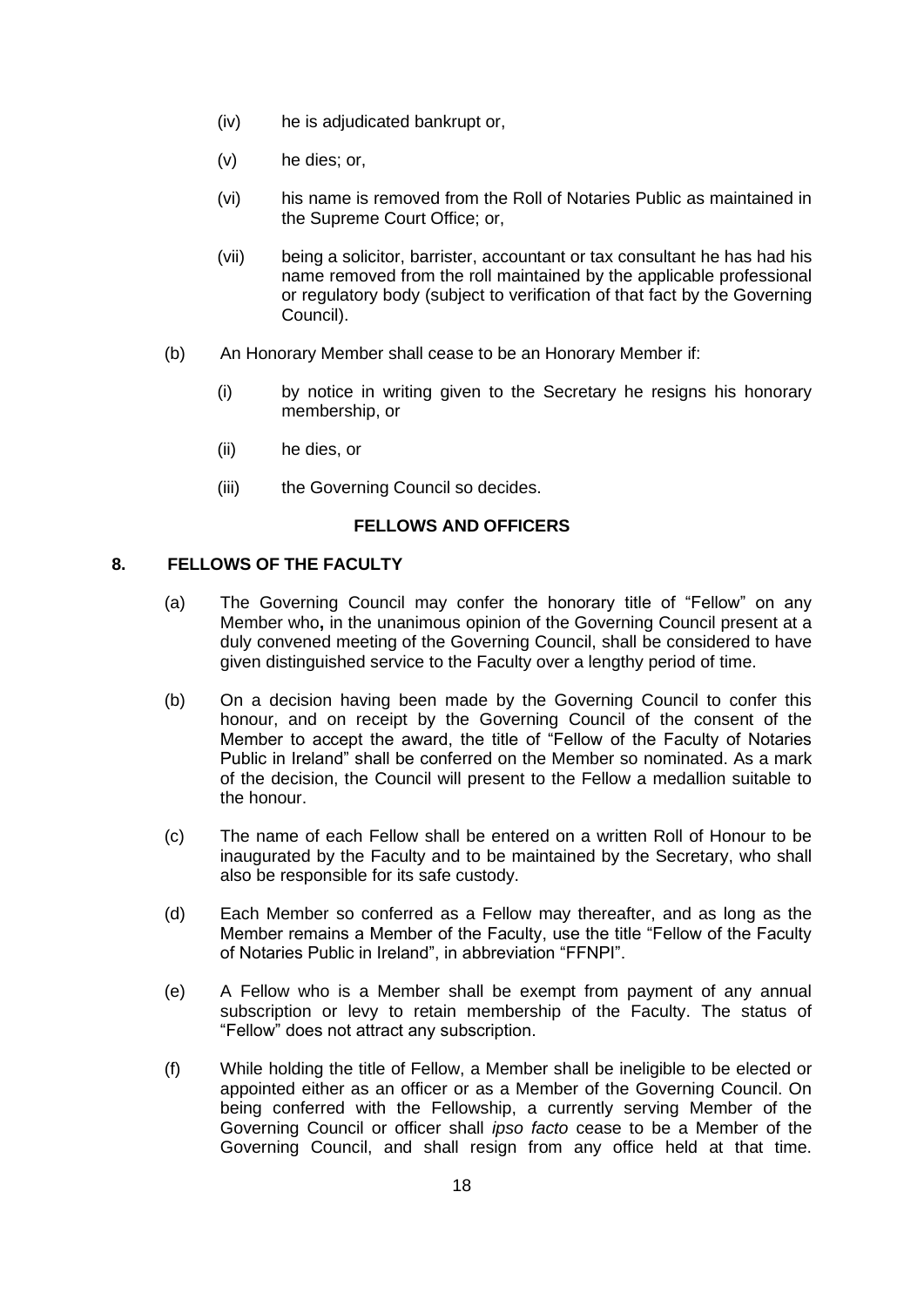(iv) he is adjudicated bankrupt or,

(v) he dies; or,

(vi) his name is removed from the Roll of Notaries Public as maintained in the Supreme Court Office; or,

(vii) being a solicitor, barrister, accountant or tax consultant he has had his name removed from the roll maintained by the applicable professional or regulatory body (subject to verification of that fact by the Governing Council).

(b) An Honorary Member shall cease to be an Honorary Member if:

(i) by notice in writing given to the Secretary he resigns his honorary membership, or

(ii) he dies, or

(iii) the Governing Council so decides.

**FELLOWS AND OFFICERS**

## 8. FELLOWS OF THE FACULTY

(a) The Governing Council may confer the honorary title of "Fellow" on any Member who**,** in the unanimous opinion of the Governing Council present at a duly convened meeting of the Governing Council, shall be considered to have given distinguished service to the Faculty over a lengthy period of time.

(b) On a decision having been made by the Governing Council to confer this honour, and on receipt by the Governing Council of the consent of the Member to accept the award, the title of "Fellow of the Faculty of Notaries Public in Ireland" shall be conferred on the Member so nominated. As a mark of the decision, the Council will present to the Fellow a medallion suitable to the honour.

(c) The name of each Fellow shall be entered on a written Roll of Honour to be inaugurated by the Faculty and to be maintained by the Secretary, who shall also be responsible for its safe custody.

(d) Each Member so conferred as a Fellow may thereafter, and as long as the Member remains a Member of the Faculty, use the title "Fellow of the Faculty of Notaries Public in Ireland", in abbreviation "FFNPI".

(e) A Fellow who is a Member shall be exempt from payment of any annual subscription or levy to retain membership of the Faculty. The status of "Fellow" does not attract any subscription.

(f) While holding the title of Fellow, a Member shall be ineligible to be elected or appointed either as an officer or as a Member of the Governing Council. On being conferred with the Fellowship, a currently serving Member of the Governing Council or officer shall *ipso facto* cease to be a Member of the Governing Council, and shall resign from any office held at that time.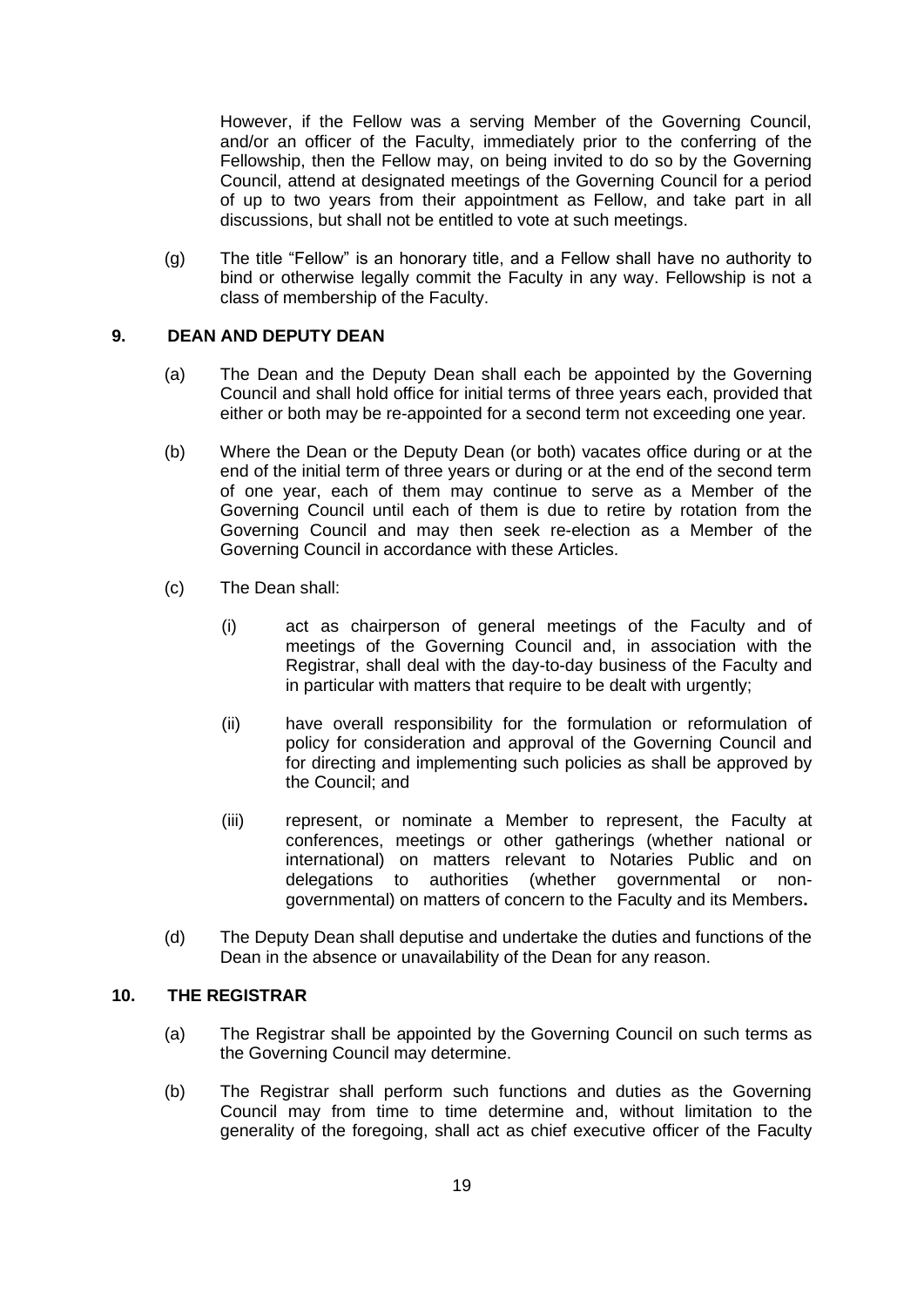However, if the Fellow was a serving Member of the Governing Council, and/or an officer of the Faculty, immediately prior to the conferring of the Fellowship, then the Fellow may, on being invited to do so by the Governing Council, attend at designated meetings of the Governing Council for a period of up to two years from their appointment as Fellow, and take part in all discussions, but shall not be entitled to vote at such meetings.

(g) The title "Fellow" is an honorary title, and a Fellow shall have no authority to bind or otherwise legally commit the Faculty in any way. Fellowship is not a class of membership of the Faculty.

## 9. DEAN AND DEPUTY DEAN

(a) The Dean and the Deputy Dean shall each be appointed by the Governing Council and shall hold office for initial terms of three years each, provided that either or both may be re-appointed for a second term not exceeding one year.

(b) Where the Dean or the Deputy Dean (or both) vacates office during or at the end of the initial term of three years or during or at the end of the second term of one year, each of them may continue to serve as a Member of the Governing Council until each of them is due to retire by rotation from the Governing Council and may then seek re-election as a Member of the Governing Council in accordance with these Articles.

(c) The Dean shall:

(i) act as chairperson of general meetings of the Faculty and of meetings of the Governing Council and, in association with the Registrar, shall deal with the day-to-day business of the Faculty and in particular with matters that require to be dealt with urgently;

(ii) have overall responsibility for the formulation or reformulation of policy for consideration and approval of the Governing Council and for directing and implementing such policies as shall be approved by the Council; and

(iii) represent, or nominate a Member to represent, the Faculty at conferences, meetings or other gatherings (whether national or international) on matters relevant to Notaries Public and on delegations to authorities (whether governmental or non-governmental) on matters of concern to the Faculty and its Members**.**

(d) The Deputy Dean shall deputise and undertake the duties and functions of the Dean in the absence or unavailability of the Dean for any reason.

## 10. THE REGISTRAR

(a) The Registrar shall be appointed by the Governing Council on such terms as the Governing Council may determine.

(b) The Registrar shall perform such functions and duties as the Governing Council may from time to time determine and, without limitation to the generality of the foregoing, shall act as chief executive officer of the Faculty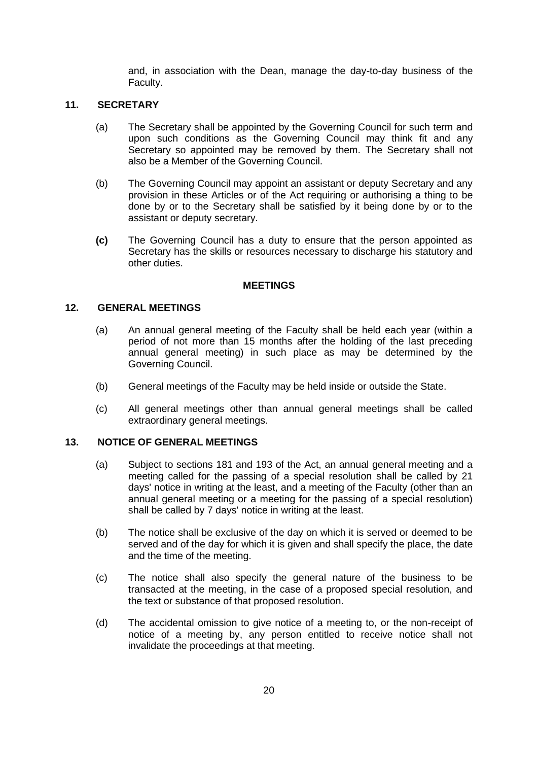and, in association with the Dean, manage the day-to-day business of the Faculty.

## 11. SECRETARY

(a) The Secretary shall be appointed by the Governing Council for such term and upon such conditions as the Governing Council may think fit and any Secretary so appointed may be removed by them. The Secretary shall not also be a Member of the Governing Council.

(b) The Governing Council may appoint an assistant or deputy Secretary and any provision in these Articles or of the Act requiring or authorising a thing to be done by or to the Secretary shall be satisfied by it being done by or to the assistant or deputy secretary.

**(c)** The Governing Council has a duty to ensure that the person appointed as Secretary has the skills or resources necessary to discharge his statutory and other duties.

# MEETINGS

## 12. GENERAL MEETINGS

(a) An annual general meeting of the Faculty shall be held each year (within a period of not more than 15 months after the holding of the last preceding annual general meeting) in such place as may be determined by the Governing Council.

(b) General meetings of the Faculty may be held inside or outside the State.

(c) All general meetings other than annual general meetings shall be called extraordinary general meetings.

## 13. NOTICE OF GENERAL MEETINGS

(a) Subject to sections 181 and 193 of the Act, an annual general meeting and a meeting called for the passing of a special resolution shall be called by 21 days' notice in writing at the least, and a meeting of the Faculty (other than an annual general meeting or a meeting for the passing of a special resolution) shall be called by 7 days' notice in writing at the least.

(b) The notice shall be exclusive of the day on which it is served or deemed to be served and of the day for which it is given and shall specify the place, the date and the time of the meeting.

(c) The notice shall also specify the general nature of the business to be transacted at the meeting, in the case of a proposed special resolution, and the text or substance of that proposed resolution.

(d) The accidental omission to give notice of a meeting to, or the non-receipt of notice of a meeting by, any person entitled to receive notice shall not invalidate the proceedings at that meeting.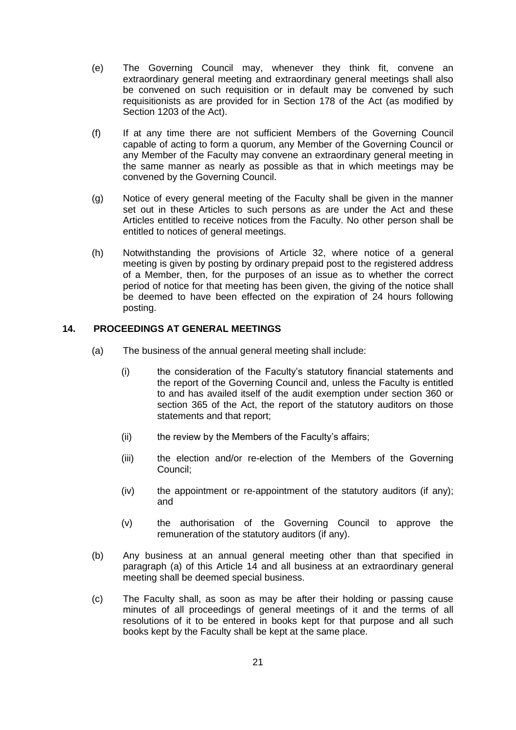(e) The Governing Council may, whenever they think fit, convene an extraordinary general meeting and extraordinary general meetings shall also be convened on such requisition or in default may be convened by such requisitionists as are provided for in Section 178 of the Act (as modified by Section 1203 of the Act).

(f) If at any time there are not sufficient Members of the Governing Council capable of acting to form a quorum, any Member of the Governing Council or any Member of the Faculty may convene an extraordinary general meeting in the same manner as nearly as possible as that in which meetings may be convened by the Governing Council.

(g) Notice of every general meeting of the Faculty shall be given in the manner set out in these Articles to such persons as are under the Act and these Articles entitled to receive notices from the Faculty. No other person shall be entitled to notices of general meetings.

(h) Notwithstanding the provisions of Article 32, where notice of a general meeting is given by posting by ordinary prepaid post to the registered address of a Member, then, for the purposes of an issue as to whether the correct period of notice for that meeting has been given, the giving of the notice shall be deemed to have been effected on the expiration of 24 hours following posting.

## 14. PROCEEDINGS AT GENERAL MEETINGS

(a) The business of the annual general meeting shall include:

  (i) the consideration of the Faculty's statutory financial statements and the report of the Governing Council and, unless the Faculty is entitled to and has availed itself of the audit exemption under section 360 or section 365 of the Act, the report of the statutory auditors on those statements and that report;

  (ii) the review by the Members of the Faculty's affairs;

  (iii) the election and/or re-election of the Members of the Governing Council;

  (iv) the appointment or re-appointment of the statutory auditors (if any); and

  (v) the authorisation of the Governing Council to approve the remuneration of the statutory auditors (if any).

(b) Any business at an annual general meeting other than that specified in paragraph (a) of this Article 14 and all business at an extraordinary general meeting shall be deemed special business.

(c) The Faculty shall, as soon as may be after their holding or passing cause minutes of all proceedings of general meetings of it and the terms of all resolutions of it to be entered in books kept for that purpose and all such books kept by the Faculty shall be kept at the same place.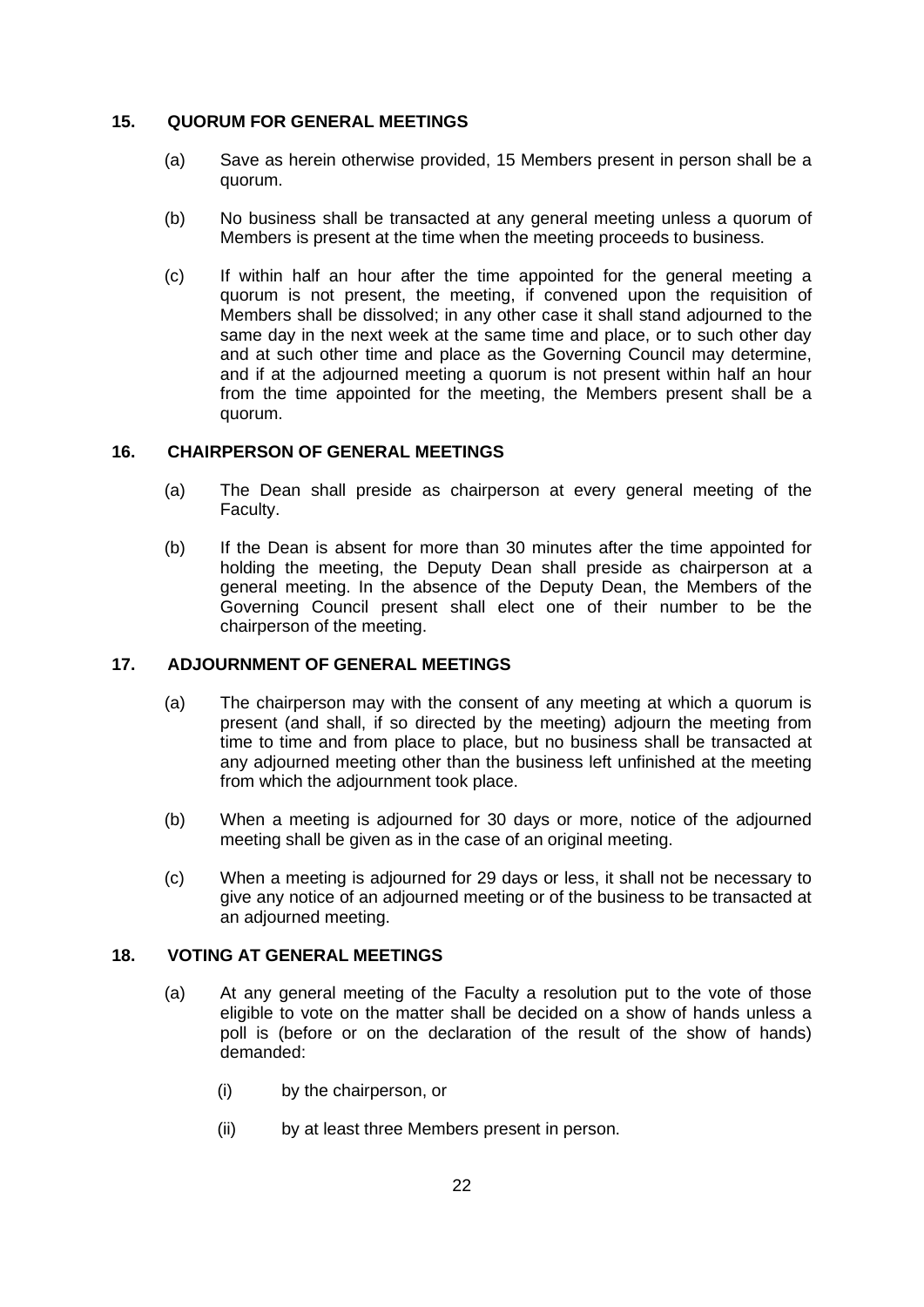## 15. QUORUM FOR GENERAL MEETINGS

(a) Save as herein otherwise provided, 15 Members present in person shall be a quorum.

(b) No business shall be transacted at any general meeting unless a quorum of Members is present at the time when the meeting proceeds to business.

(c) If within half an hour after the time appointed for the general meeting a quorum is not present, the meeting, if convened upon the requisition of Members shall be dissolved; in any other case it shall stand adjourned to the same day in the next week at the same time and place, or to such other day and at such other time and place as the Governing Council may determine, and if at the adjourned meeting a quorum is not present within half an hour from the time appointed for the meeting, the Members present shall be a quorum.

## 16. CHAIRPERSON OF GENERAL MEETINGS

(a) The Dean shall preside as chairperson at every general meeting of the Faculty.

(b) If the Dean is absent for more than 30 minutes after the time appointed for holding the meeting, the Deputy Dean shall preside as chairperson at a general meeting. In the absence of the Deputy Dean, the Members of the Governing Council present shall elect one of their number to be the chairperson of the meeting.

## 17. ADJOURNMENT OF GENERAL MEETINGS

(a) The chairperson may with the consent of any meeting at which a quorum is present (and shall, if so directed by the meeting) adjourn the meeting from time to time and from place to place, but no business shall be transacted at any adjourned meeting other than the business left unfinished at the meeting from which the adjournment took place.

(b) When a meeting is adjourned for 30 days or more, notice of the adjourned meeting shall be given as in the case of an original meeting.

(c) When a meeting is adjourned for 29 days or less, it shall not be necessary to give any notice of an adjourned meeting or of the business to be transacted at an adjourned meeting.

## 18. VOTING AT GENERAL MEETINGS

(a) At any general meeting of the Faculty a resolution put to the vote of those eligible to vote on the matter shall be decided on a show of hands unless a poll is (before or on the declaration of the result of the show of hands) demanded:

   (i) by the chairperson, or

   (ii) by at least three Members present in person.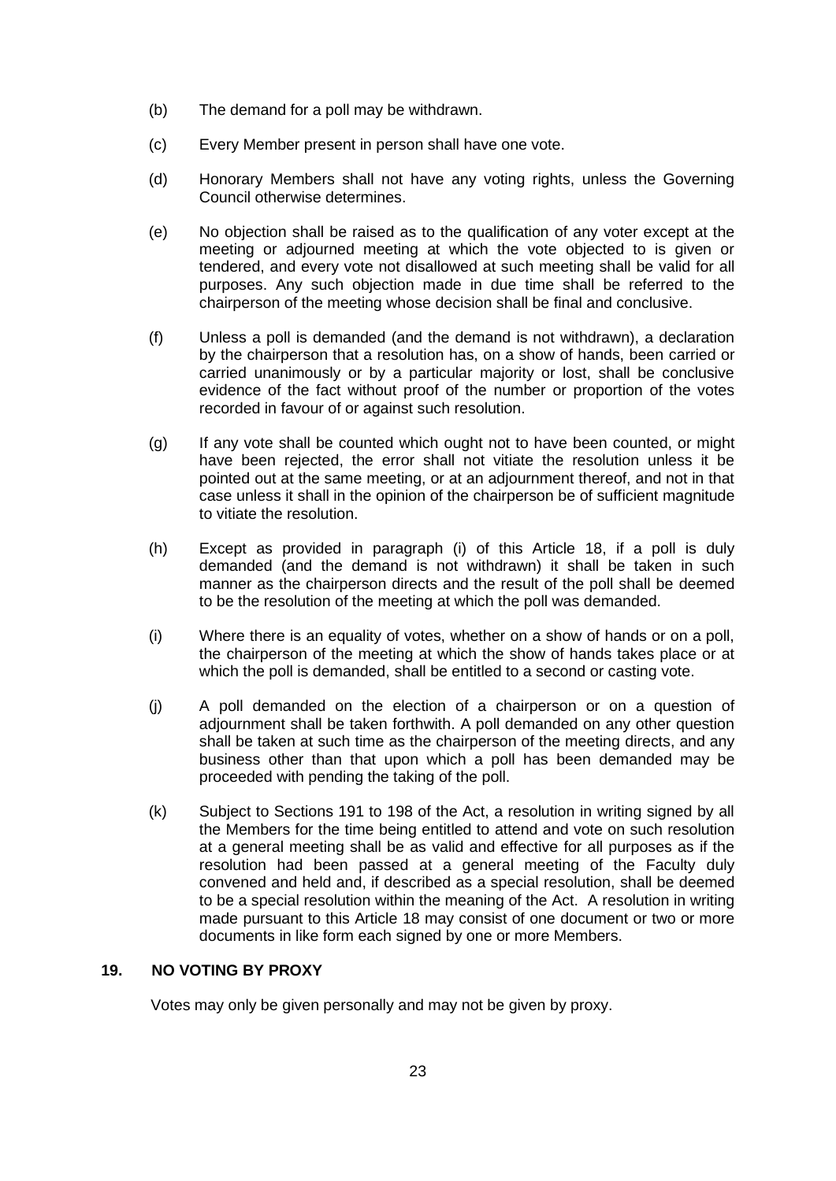(b) The demand for a poll may be withdrawn.

(c) Every Member present in person shall have one vote.

(d) Honorary Members shall not have any voting rights, unless the Governing Council otherwise determines.

(e) No objection shall be raised as to the qualification of any voter except at the meeting or adjourned meeting at which the vote objected to is given or tendered, and every vote not disallowed at such meeting shall be valid for all purposes. Any such objection made in due time shall be referred to the chairperson of the meeting whose decision shall be final and conclusive.

(f) Unless a poll is demanded (and the demand is not withdrawn), a declaration by the chairperson that a resolution has, on a show of hands, been carried or carried unanimously or by a particular majority or lost, shall be conclusive evidence of the fact without proof of the number or proportion of the votes recorded in favour of or against such resolution.

(g) If any vote shall be counted which ought not to have been counted, or might have been rejected, the error shall not vitiate the resolution unless it be pointed out at the same meeting, or at an adjournment thereof, and not in that case unless it shall in the opinion of the chairperson be of sufficient magnitude to vitiate the resolution.

(h) Except as provided in paragraph (i) of this Article 18, if a poll is duly demanded (and the demand is not withdrawn) it shall be taken in such manner as the chairperson directs and the result of the poll shall be deemed to be the resolution of the meeting at which the poll was demanded.

(i) Where there is an equality of votes, whether on a show of hands or on a poll, the chairperson of the meeting at which the show of hands takes place or at which the poll is demanded, shall be entitled to a second or casting vote.

(j) A poll demanded on the election of a chairperson or on a question of adjournment shall be taken forthwith. A poll demanded on any other question shall be taken at such time as the chairperson of the meeting directs, and any business other than that upon which a poll has been demanded may be proceeded with pending the taking of the poll.

(k) Subject to Sections 191 to 198 of the Act, a resolution in writing signed by all the Members for the time being entitled to attend and vote on such resolution at a general meeting shall be as valid and effective for all purposes as if the resolution had been passed at a general meeting of the Faculty duly convened and held and, if described as a special resolution, shall be deemed to be a special resolution within the meaning of the Act. A resolution in writing made pursuant to this Article 18 may consist of one document or two or more documents in like form each signed by one or more Members.

## 19. NO VOTING BY PROXY

Votes may only be given personally and may not be given by proxy.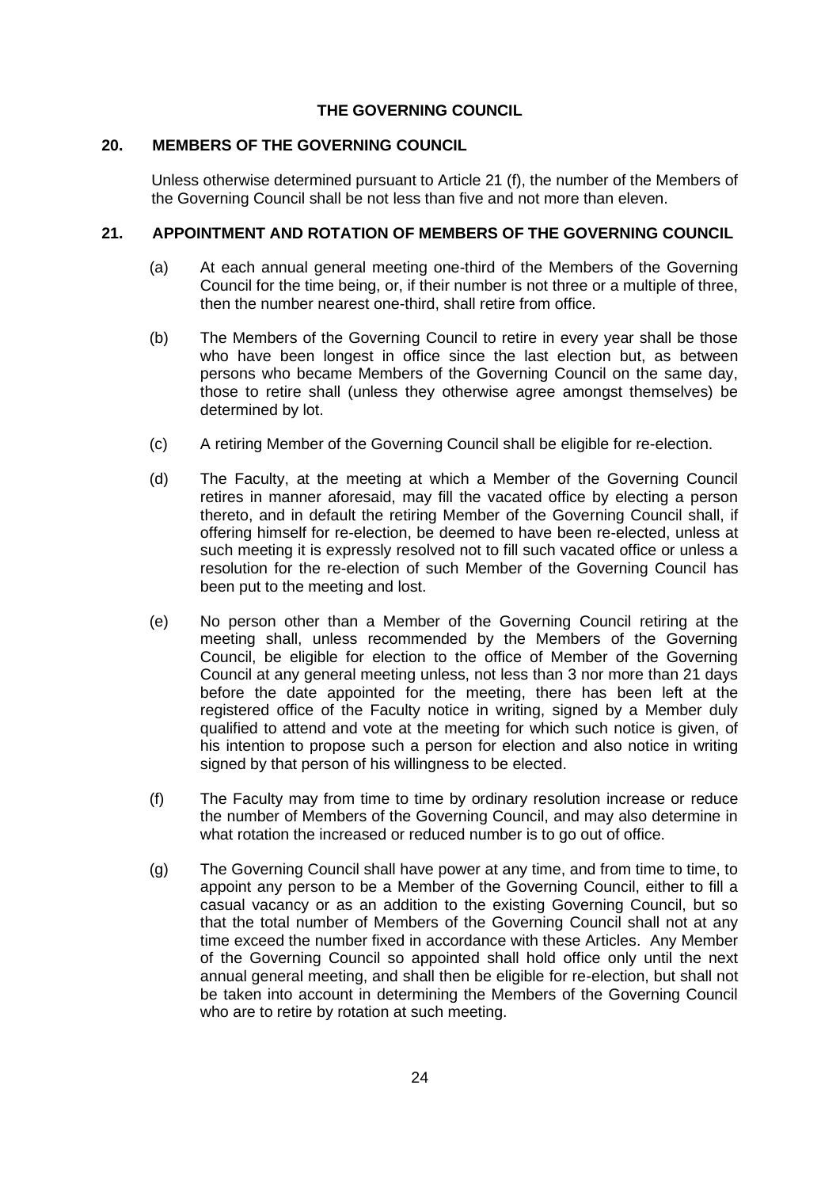## THE GOVERNING COUNCIL

### 20. MEMBERS OF THE GOVERNING COUNCIL

Unless otherwise determined pursuant to Article 21 (f), the number of the Members of the Governing Council shall be not less than five and not more than eleven.

### 21. APPOINTMENT AND ROTATION OF MEMBERS OF THE GOVERNING COUNCIL

(a) At each annual general meeting one-third of the Members of the Governing Council for the time being, or, if their number is not three or a multiple of three, then the number nearest one-third, shall retire from office.

(b) The Members of the Governing Council to retire in every year shall be those who have been longest in office since the last election but, as between persons who became Members of the Governing Council on the same day, those to retire shall (unless they otherwise agree amongst themselves) be determined by lot.

(c) A retiring Member of the Governing Council shall be eligible for re-election.

(d) The Faculty, at the meeting at which a Member of the Governing Council retires in manner aforesaid, may fill the vacated office by electing a person thereto, and in default the retiring Member of the Governing Council shall, if offering himself for re-election, be deemed to have been re-elected, unless at such meeting it is expressly resolved not to fill such vacated office or unless a resolution for the re-election of such Member of the Governing Council has been put to the meeting and lost.

(e) No person other than a Member of the Governing Council retiring at the meeting shall, unless recommended by the Members of the Governing Council, be eligible for election to the office of Member of the Governing Council at any general meeting unless, not less than 3 nor more than 21 days before the date appointed for the meeting, there has been left at the registered office of the Faculty notice in writing, signed by a Member duly qualified to attend and vote at the meeting for which such notice is given, of his intention to propose such a person for election and also notice in writing signed by that person of his willingness to be elected.

(f) The Faculty may from time to time by ordinary resolution increase or reduce the number of Members of the Governing Council, and may also determine in what rotation the increased or reduced number is to go out of office.

(g) The Governing Council shall have power at any time, and from time to time, to appoint any person to be a Member of the Governing Council, either to fill a casual vacancy or as an addition to the existing Governing Council, but so that the total number of Members of the Governing Council shall not at any time exceed the number fixed in accordance with these Articles. Any Member of the Governing Council so appointed shall hold office only until the next annual general meeting, and shall then be eligible for re-election, but shall not be taken into account in determining the Members of the Governing Council who are to retire by rotation at such meeting.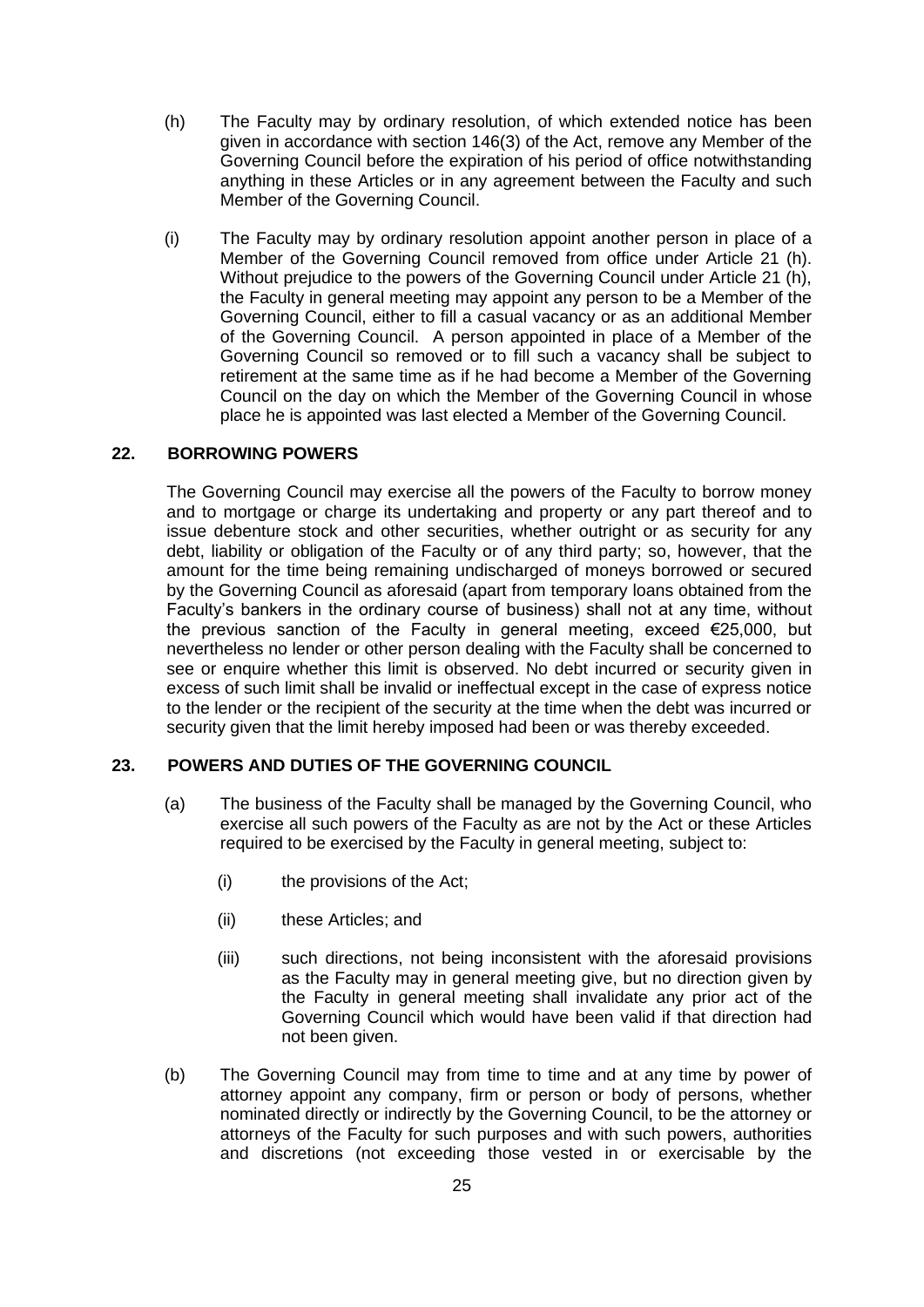(h) The Faculty may by ordinary resolution, of which extended notice has been given in accordance with section 146(3) of the Act, remove any Member of the Governing Council before the expiration of his period of office notwithstanding anything in these Articles or in any agreement between the Faculty and such Member of the Governing Council.

(i) The Faculty may by ordinary resolution appoint another person in place of a Member of the Governing Council removed from office under Article 21 (h). Without prejudice to the powers of the Governing Council under Article 21 (h), the Faculty in general meeting may appoint any person to be a Member of the Governing Council, either to fill a casual vacancy or as an additional Member of the Governing Council. A person appointed in place of a Member of the Governing Council so removed or to fill such a vacancy shall be subject to retirement at the same time as if he had become a Member of the Governing Council on the day on which the Member of the Governing Council in whose place he is appointed was last elected a Member of the Governing Council.

## 22. BORROWING POWERS

The Governing Council may exercise all the powers of the Faculty to borrow money and to mortgage or charge its undertaking and property or any part thereof and to issue debenture stock and other securities, whether outright or as security for any debt, liability or obligation of the Faculty or of any third party; so, however, that the amount for the time being remaining undischarged of moneys borrowed or secured by the Governing Council as aforesaid (apart from temporary loans obtained from the Faculty's bankers in the ordinary course of business) shall not at any time, without the previous sanction of the Faculty in general meeting, exceed €25,000, but nevertheless no lender or other person dealing with the Faculty shall be concerned to see or enquire whether this limit is observed. No debt incurred or security given in excess of such limit shall be invalid or ineffectual except in the case of express notice to the lender or the recipient of the security at the time when the debt was incurred or security given that the limit hereby imposed had been or was thereby exceeded.

## 23. POWERS AND DUTIES OF THE GOVERNING COUNCIL

(a) The business of the Faculty shall be managed by the Governing Council, who exercise all such powers of the Faculty as are not by the Act or these Articles required to be exercised by the Faculty in general meeting, subject to:

   (i) the provisions of the Act;

   (ii) these Articles; and

   (iii) such directions, not being inconsistent with the aforesaid provisions as the Faculty may in general meeting give, but no direction given by the Faculty in general meeting shall invalidate any prior act of the Governing Council which would have been valid if that direction had not been given.

(b) The Governing Council may from time to time and at any time by power of attorney appoint any company, firm or person or body of persons, whether nominated directly or indirectly by the Governing Council, to be the attorney or attorneys of the Faculty for such purposes and with such powers, authorities and discretions (not exceeding those vested in or exercisable by the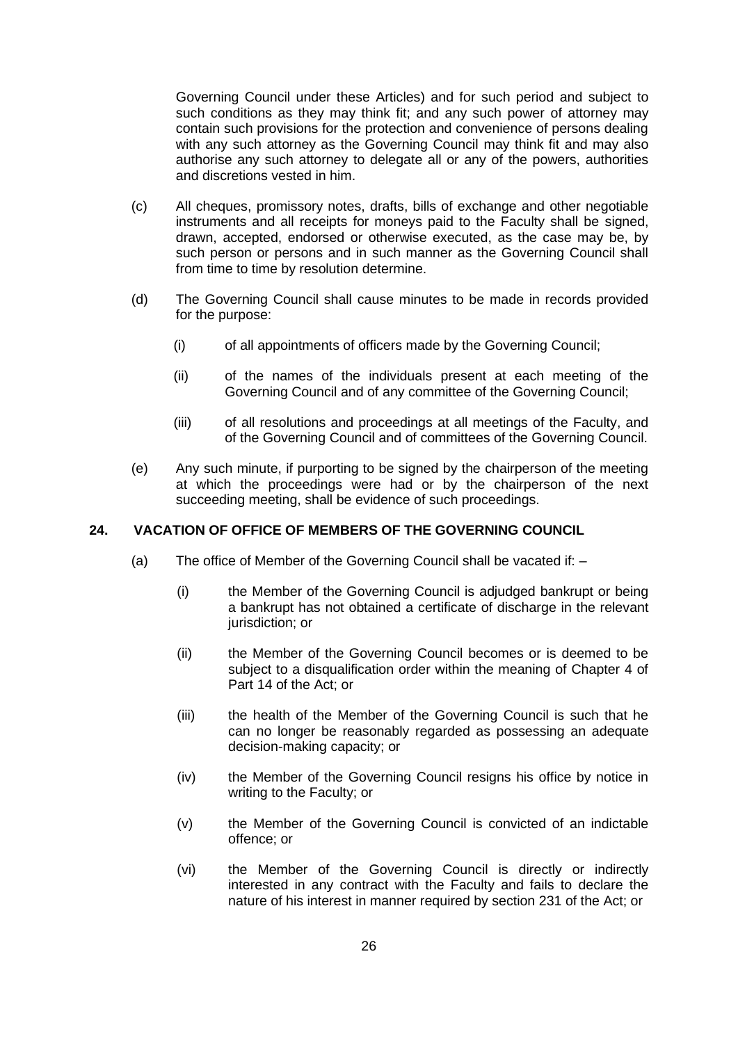Governing Council under these Articles) and for such period and subject to such conditions as they may think fit; and any such power of attorney may contain such provisions for the protection and convenience of persons dealing with any such attorney as the Governing Council may think fit and may also authorise any such attorney to delegate all or any of the powers, authorities and discretions vested in him.

(c) All cheques, promissory notes, drafts, bills of exchange and other negotiable instruments and all receipts for moneys paid to the Faculty shall be signed, drawn, accepted, endorsed or otherwise executed, as the case may be, by such person or persons and in such manner as the Governing Council shall from time to time by resolution determine.

(d) The Governing Council shall cause minutes to be made in records provided for the purpose:

  (i) of all appointments of officers made by the Governing Council;

  (ii) of the names of the individuals present at each meeting of the Governing Council and of any committee of the Governing Council;

  (iii) of all resolutions and proceedings at all meetings of the Faculty, and of the Governing Council and of committees of the Governing Council.

(e) Any such minute, if purporting to be signed by the chairperson of the meeting at which the proceedings were had or by the chairperson of the next succeeding meeting, shall be evidence of such proceedings.

## 24. VACATION OF OFFICE OF MEMBERS OF THE GOVERNING COUNCIL

(a) The office of Member of the Governing Council shall be vacated if: –

  (i) the Member of the Governing Council is adjudged bankrupt or being a bankrupt has not obtained a certificate of discharge in the relevant jurisdiction; or

  (ii) the Member of the Governing Council becomes or is deemed to be subject to a disqualification order within the meaning of Chapter 4 of Part 14 of the Act; or

  (iii) the health of the Member of the Governing Council is such that he can no longer be reasonably regarded as possessing an adequate decision-making capacity; or

  (iv) the Member of the Governing Council resigns his office by notice in writing to the Faculty; or

  (v) the Member of the Governing Council is convicted of an indictable offence; or

  (vi) the Member of the Governing Council is directly or indirectly interested in any contract with the Faculty and fails to declare the nature of his interest in manner required by section 231 of the Act; or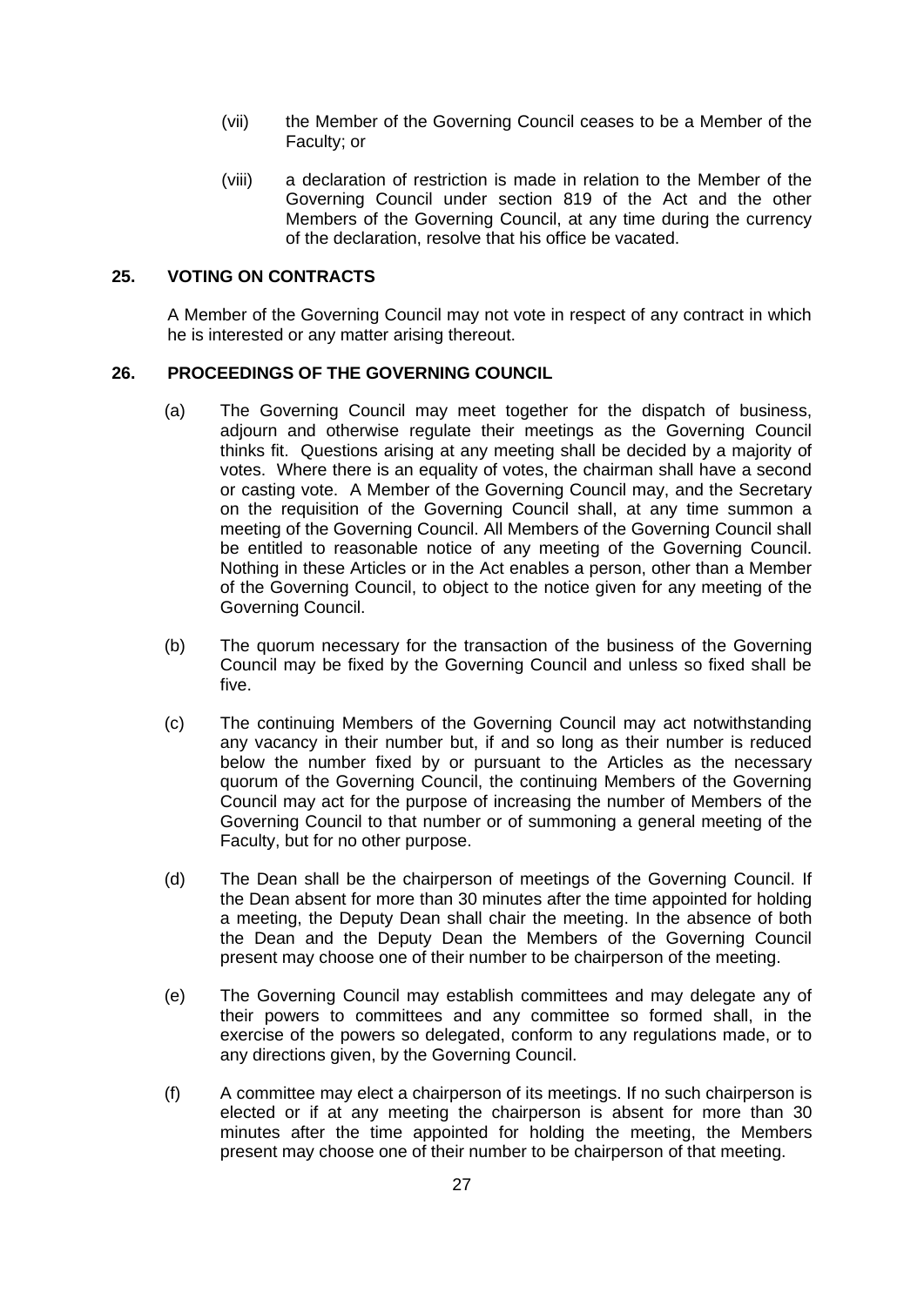(vii) the Member of the Governing Council ceases to be a Member of the Faculty; or

(viii) a declaration of restriction is made in relation to the Member of the Governing Council under section 819 of the Act and the other Members of the Governing Council, at any time during the currency of the declaration, resolve that his office be vacated.

## 25. VOTING ON CONTRACTS

A Member of the Governing Council may not vote in respect of any contract in which he is interested or any matter arising thereout.

## 26. PROCEEDINGS OF THE GOVERNING COUNCIL

(a) The Governing Council may meet together for the dispatch of business, adjourn and otherwise regulate their meetings as the Governing Council thinks fit. Questions arising at any meeting shall be decided by a majority of votes. Where there is an equality of votes, the chairman shall have a second or casting vote. A Member of the Governing Council may, and the Secretary on the requisition of the Governing Council shall, at any time summon a meeting of the Governing Council. All Members of the Governing Council shall be entitled to reasonable notice of any meeting of the Governing Council. Nothing in these Articles or in the Act enables a person, other than a Member of the Governing Council, to object to the notice given for any meeting of the Governing Council.

(b) The quorum necessary for the transaction of the business of the Governing Council may be fixed by the Governing Council and unless so fixed shall be five.

(c) The continuing Members of the Governing Council may act notwithstanding any vacancy in their number but, if and so long as their number is reduced below the number fixed by or pursuant to the Articles as the necessary quorum of the Governing Council, the continuing Members of the Governing Council may act for the purpose of increasing the number of Members of the Governing Council to that number or of summoning a general meeting of the Faculty, but for no other purpose.

(d) The Dean shall be the chairperson of meetings of the Governing Council. If the Dean absent for more than 30 minutes after the time appointed for holding a meeting, the Deputy Dean shall chair the meeting. In the absence of both the Dean and the Deputy Dean the Members of the Governing Council present may choose one of their number to be chairperson of the meeting.

(e) The Governing Council may establish committees and may delegate any of their powers to committees and any committee so formed shall, in the exercise of the powers so delegated, conform to any regulations made, or to any directions given, by the Governing Council.

(f) A committee may elect a chairperson of its meetings. If no such chairperson is elected or if at any meeting the chairperson is absent for more than 30 minutes after the time appointed for holding the meeting, the Members present may choose one of their number to be chairperson of that meeting.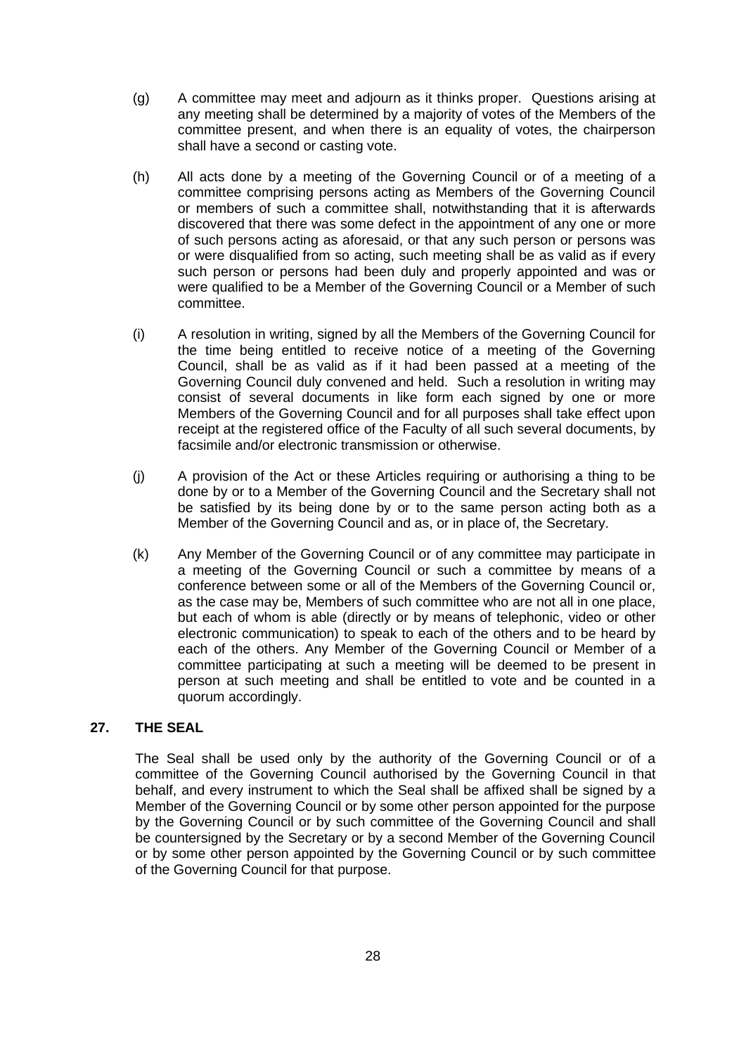(g) A committee may meet and adjourn as it thinks proper. Questions arising at any meeting shall be determined by a majority of votes of the Members of the committee present, and when there is an equality of votes, the chairperson shall have a second or casting vote.

(h) All acts done by a meeting of the Governing Council or of a meeting of a committee comprising persons acting as Members of the Governing Council or members of such a committee shall, notwithstanding that it is afterwards discovered that there was some defect in the appointment of any one or more of such persons acting as aforesaid, or that any such person or persons was or were disqualified from so acting, such meeting shall be as valid as if every such person or persons had been duly and properly appointed and was or were qualified to be a Member of the Governing Council or a Member of such committee.

(i) A resolution in writing, signed by all the Members of the Governing Council for the time being entitled to receive notice of a meeting of the Governing Council, shall be as valid as if it had been passed at a meeting of the Governing Council duly convened and held. Such a resolution in writing may consist of several documents in like form each signed by one or more Members of the Governing Council and for all purposes shall take effect upon receipt at the registered office of the Faculty of all such several documents, by facsimile and/or electronic transmission or otherwise.

(j) A provision of the Act or these Articles requiring or authorising a thing to be done by or to a Member of the Governing Council and the Secretary shall not be satisfied by its being done by or to the same person acting both as a Member of the Governing Council and as, or in place of, the Secretary.

(k) Any Member of the Governing Council or of any committee may participate in a meeting of the Governing Council or such a committee by means of a conference between some or all of the Members of the Governing Council or, as the case may be, Members of such committee who are not all in one place, but each of whom is able (directly or by means of telephonic, video or other electronic communication) to speak to each of the others and to be heard by each of the others. Any Member of the Governing Council or Member of a committee participating at such a meeting will be deemed to be present in person at such meeting and shall be entitled to vote and be counted in a quorum accordingly.

## 27. THE SEAL

The Seal shall be used only by the authority of the Governing Council or of a committee of the Governing Council authorised by the Governing Council in that behalf, and every instrument to which the Seal shall be affixed shall be signed by a Member of the Governing Council or by some other person appointed for the purpose by the Governing Council or by such committee of the Governing Council and shall be countersigned by the Secretary or by a second Member of the Governing Council or by some other person appointed by the Governing Council or by such committee of the Governing Council for that purpose.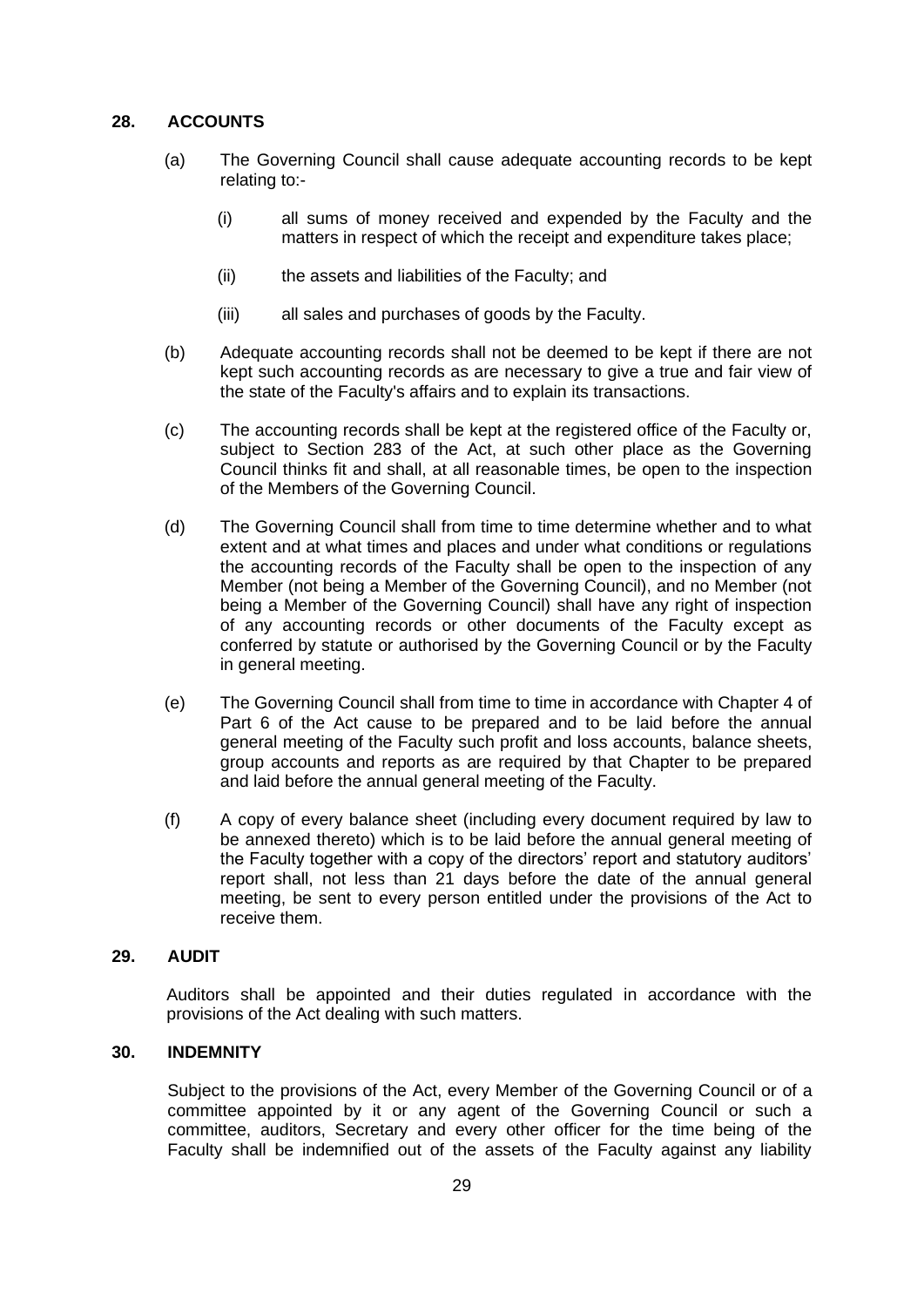## 28. ACCOUNTS

(a) The Governing Council shall cause adequate accounting records to be kept relating to:-

   (i) all sums of money received and expended by the Faculty and the matters in respect of which the receipt and expenditure takes place;

   (ii) the assets and liabilities of the Faculty; and

   (iii) all sales and purchases of goods by the Faculty.

(b) Adequate accounting records shall not be deemed to be kept if there are not kept such accounting records as are necessary to give a true and fair view of the state of the Faculty's affairs and to explain its transactions.

(c) The accounting records shall be kept at the registered office of the Faculty or, subject to Section 283 of the Act, at such other place as the Governing Council thinks fit and shall, at all reasonable times, be open to the inspection of the Members of the Governing Council.

(d) The Governing Council shall from time to time determine whether and to what extent and at what times and places and under what conditions or regulations the accounting records of the Faculty shall be open to the inspection of any Member (not being a Member of the Governing Council), and no Member (not being a Member of the Governing Council) shall have any right of inspection of any accounting records or other documents of the Faculty except as conferred by statute or authorised by the Governing Council or by the Faculty in general meeting.

(e) The Governing Council shall from time to time in accordance with Chapter 4 of Part 6 of the Act cause to be prepared and to be laid before the annual general meeting of the Faculty such profit and loss accounts, balance sheets, group accounts and reports as are required by that Chapter to be prepared and laid before the annual general meeting of the Faculty.

(f) A copy of every balance sheet (including every document required by law to be annexed thereto) which is to be laid before the annual general meeting of the Faculty together with a copy of the directors' report and statutory auditors' report shall, not less than 21 days before the date of the annual general meeting, be sent to every person entitled under the provisions of the Act to receive them.

## 29. AUDIT

Auditors shall be appointed and their duties regulated in accordance with the provisions of the Act dealing with such matters.

## 30. INDEMNITY

Subject to the provisions of the Act, every Member of the Governing Council or of a committee appointed by it or any agent of the Governing Council or such a committee, auditors, Secretary and every other officer for the time being of the Faculty shall be indemnified out of the assets of the Faculty against any liability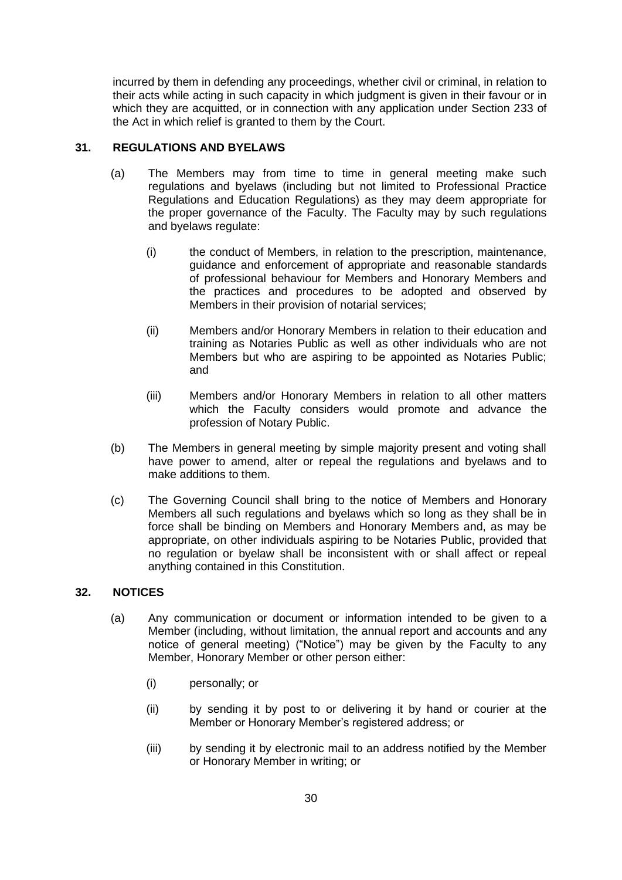incurred by them in defending any proceedings, whether civil or criminal, in relation to their acts while acting in such capacity in which judgment is given in their favour or in which they are acquitted, or in connection with any application under Section 233 of the Act in which relief is granted to them by the Court.

## 31. REGULATIONS AND BYELAWS

(a) The Members may from time to time in general meeting make such regulations and byelaws (including but not limited to Professional Practice Regulations and Education Regulations) as they may deem appropriate for the proper governance of the Faculty. The Faculty may by such regulations and byelaws regulate:

   (i) the conduct of Members, in relation to the prescription, maintenance, guidance and enforcement of appropriate and reasonable standards of professional behaviour for Members and Honorary Members and the practices and procedures to be adopted and observed by Members in their provision of notarial services;

   (ii) Members and/or Honorary Members in relation to their education and training as Notaries Public as well as other individuals who are not Members but who are aspiring to be appointed as Notaries Public; and

   (iii) Members and/or Honorary Members in relation to all other matters which the Faculty considers would promote and advance the profession of Notary Public.

(b) The Members in general meeting by simple majority present and voting shall have power to amend, alter or repeal the regulations and byelaws and to make additions to them.

(c) The Governing Council shall bring to the notice of Members and Honorary Members all such regulations and byelaws which so long as they shall be in force shall be binding on Members and Honorary Members and, as may be appropriate, on other individuals aspiring to be Notaries Public, provided that no regulation or byelaw shall be inconsistent with or shall affect or repeal anything contained in this Constitution.

## 32. NOTICES

(a) Any communication or document or information intended to be given to a Member (including, without limitation, the annual report and accounts and any notice of general meeting) ("Notice") may be given by the Faculty to any Member, Honorary Member or other person either:

   (i) personally; or

   (ii) by sending it by post to or delivering it by hand or courier at the Member or Honorary Member's registered address; or

   (iii) by sending it by electronic mail to an address notified by the Member or Honorary Member in writing; or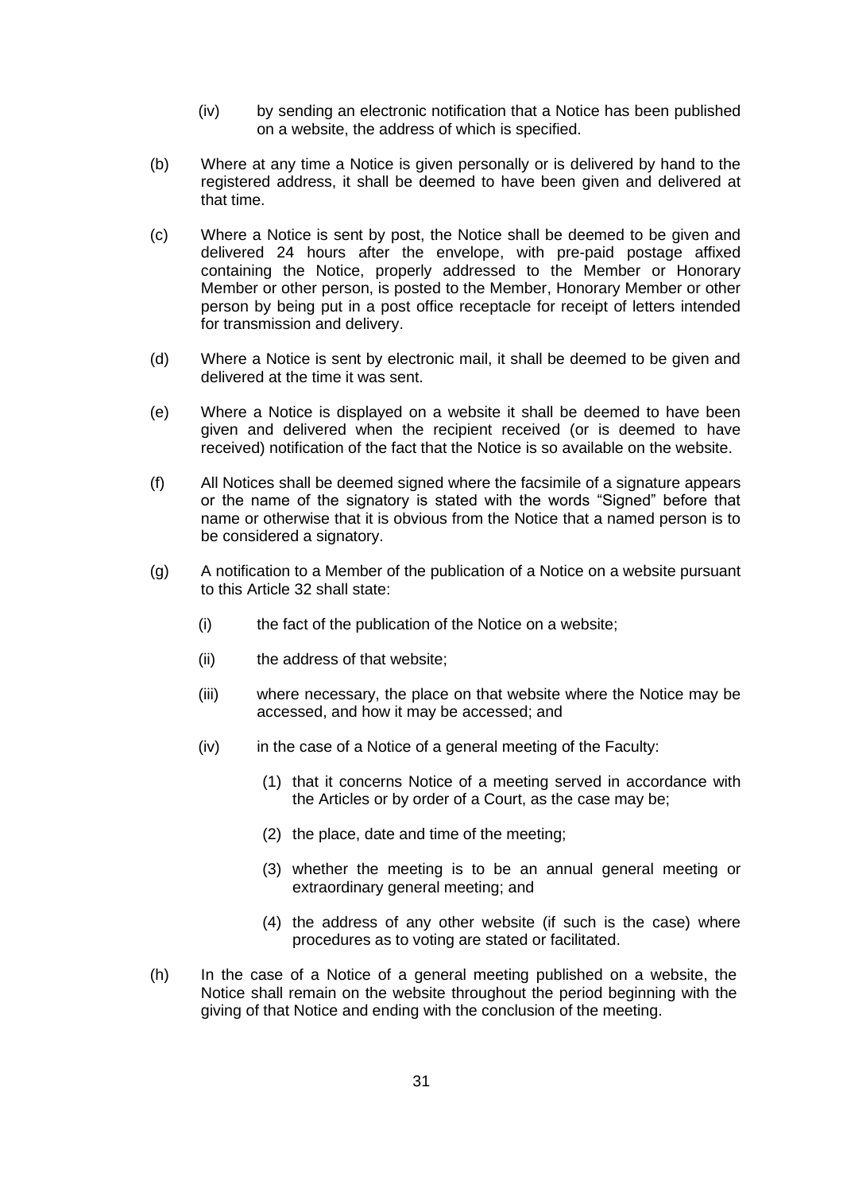(iv) by sending an electronic notification that a Notice has been published on a website, the address of which is specified.

(b) Where at any time a Notice is given personally or is delivered by hand to the registered address, it shall be deemed to have been given and delivered at that time.

(c) Where a Notice is sent by post, the Notice shall be deemed to be given and delivered 24 hours after the envelope, with pre-paid postage affixed containing the Notice, properly addressed to the Member or Honorary Member or other person, is posted to the Member, Honorary Member or other person by being put in a post office receptacle for receipt of letters intended for transmission and delivery.

(d) Where a Notice is sent by electronic mail, it shall be deemed to be given and delivered at the time it was sent.

(e) Where a Notice is displayed on a website it shall be deemed to have been given and delivered when the recipient received (or is deemed to have received) notification of the fact that the Notice is so available on the website.

(f) All Notices shall be deemed signed where the facsimile of a signature appears or the name of the signatory is stated with the words "Signed" before that name or otherwise that it is obvious from the Notice that a named person is to be considered a signatory.

(g) A notification to a Member of the publication of a Notice on a website pursuant to this Article 32 shall state:

  (i) the fact of the publication of the Notice on a website;

  (ii) the address of that website;

  (iii) where necessary, the place on that website where the Notice may be accessed, and how it may be accessed; and

  (iv) in the case of a Notice of a general meeting of the Faculty:

    (1) that it concerns Notice of a meeting served in accordance with the Articles or by order of a Court, as the case may be;

    (2) the place, date and time of the meeting;

    (3) whether the meeting is to be an annual general meeting or extraordinary general meeting; and

    (4) the address of any other website (if such is the case) where procedures as to voting are stated or facilitated.

(h) In the case of a Notice of a general meeting published on a website, the Notice shall remain on the website throughout the period beginning with the giving of that Notice and ending with the conclusion of the meeting.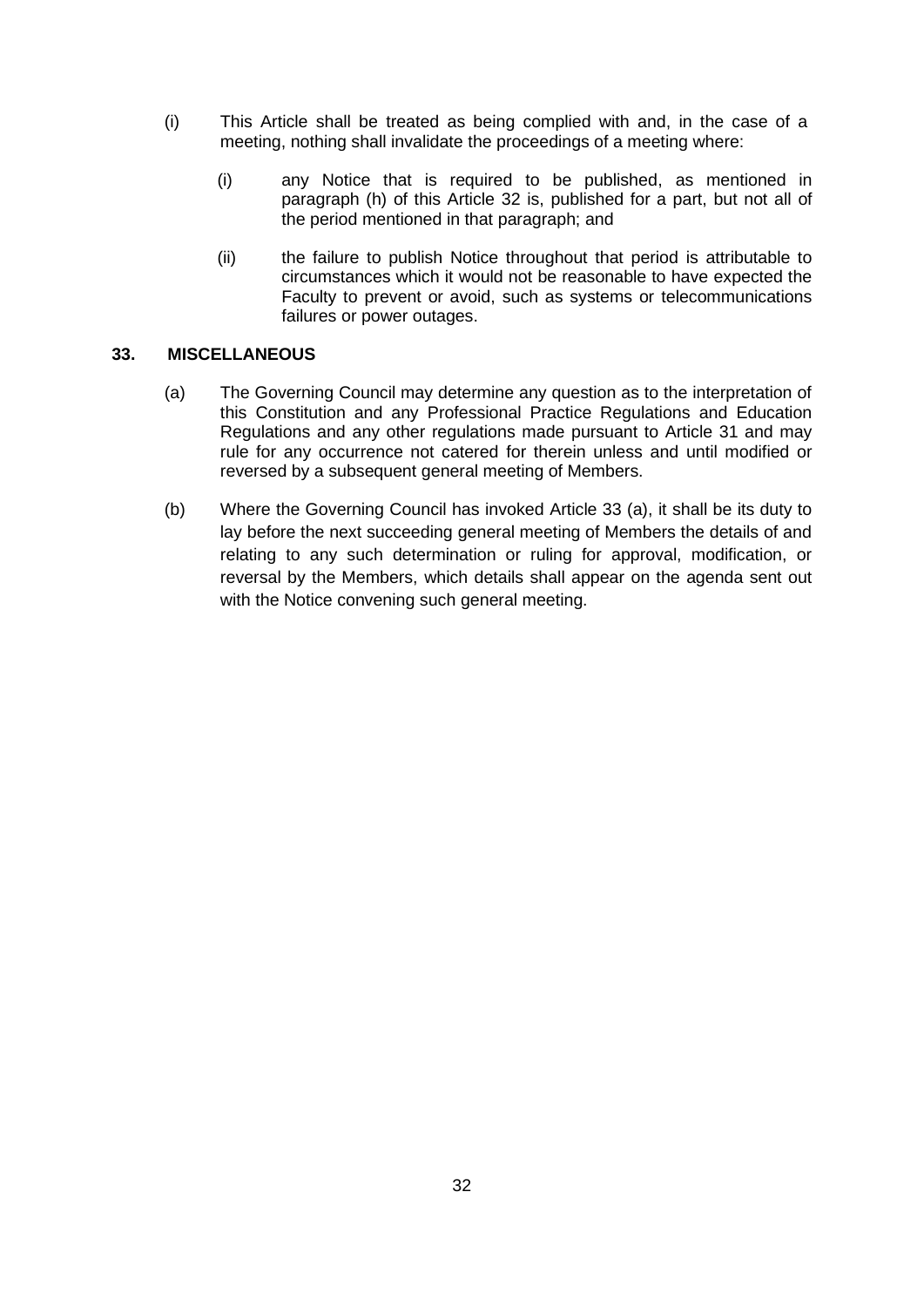(i) This Article shall be treated as being complied with and, in the case of a meeting, nothing shall invalidate the proceedings of a meeting where:

  (i) any Notice that is required to be published, as mentioned in paragraph (h) of this Article 32 is, published for a part, but not all of the period mentioned in that paragraph; and

  (ii) the failure to publish Notice throughout that period is attributable to circumstances which it would not be reasonable to have expected the Faculty to prevent or avoid, such as systems or telecommunications failures or power outages.

## 33. MISCELLANEOUS

(a) The Governing Council may determine any question as to the interpretation of this Constitution and any Professional Practice Regulations and Education Regulations and any other regulations made pursuant to Article 31 and may rule for any occurrence not catered for therein unless and until modified or reversed by a subsequent general meeting of Members.

(b) Where the Governing Council has invoked Article 33 (a), it shall be its duty to lay before the next succeeding general meeting of Members the details of and relating to any such determination or ruling for approval, modification, or reversal by the Members, which details shall appear on the agenda sent out with the Notice convening such general meeting.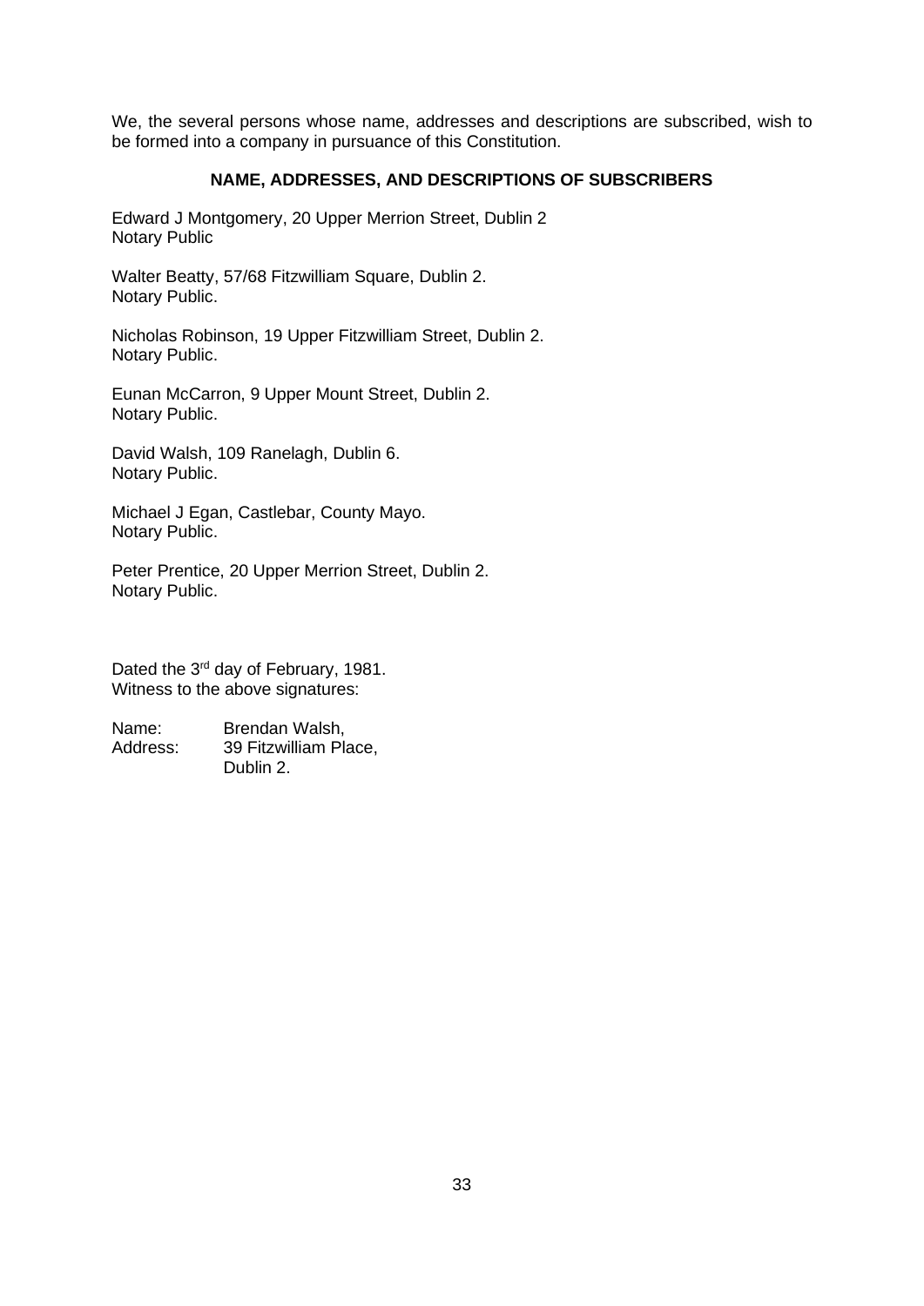We, the several persons whose name, addresses and descriptions are subscribed, wish to be formed into a company in pursuance of this Constitution.

**NAME, ADDRESSES, AND DESCRIPTIONS OF SUBSCRIBERS**

Edward J Montgomery, 20 Upper Merrion Street, Dublin 2
Notary Public

Walter Beatty, 57/68 Fitzwilliam Square, Dublin 2.
Notary Public.

Nicholas Robinson, 19 Upper Fitzwilliam Street, Dublin 2.
Notary Public.

Eunan McCarron, 9 Upper Mount Street, Dublin 2.
Notary Public.

David Walsh, 109 Ranelagh, Dublin 6.
Notary Public.

Michael J Egan, Castlebar, County Mayo.
Notary Public.

Peter Prentice, 20 Upper Merrion Street, Dublin 2.
Notary Public.

Dated the 3rd day of February, 1981.
Witness to the above signatures:

Name: Brendan Walsh,
Address: 39 Fitzwilliam Place,
Dublin 2.